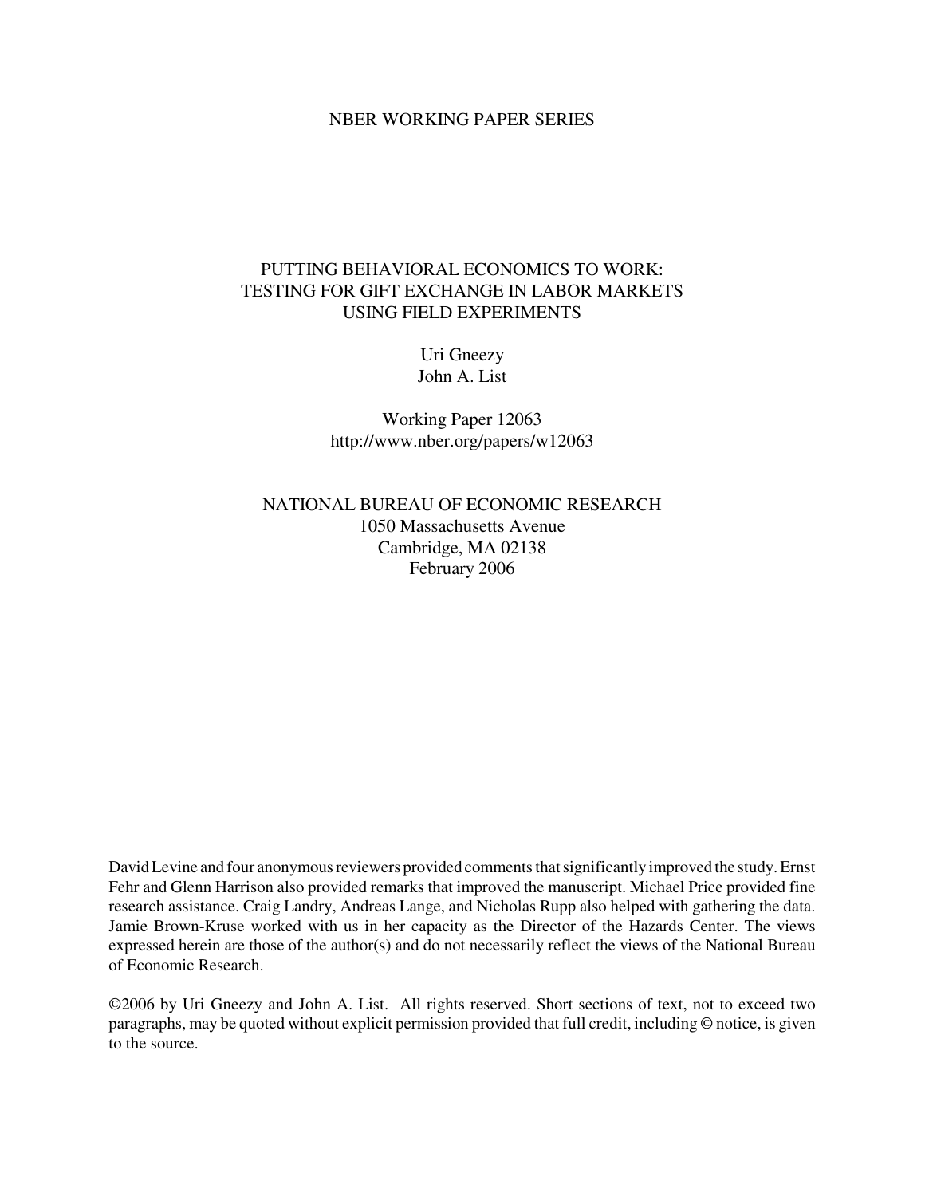NBER WORKING PAPER SERIES

# PUTTING BEHAVIORAL ECONOMICS TO WORK: TESTING FOR GIFT EXCHANGE IN LABOR MARKETS USING FIELD EXPERIMENTS

Uri Gneezy
John A. List

Working Paper 12063
http://www.nber.org/papers/w12063

NATIONAL BUREAU OF ECONOMIC RESEARCH
1050 Massachusetts Avenue
Cambridge, MA 02138
February 2006

David Levine and four anonymous reviewers provided comments that significantly improved the study. Ernst Fehr and Glenn Harrison also provided remarks that improved the manuscript. Michael Price provided fine research assistance. Craig Landry, Andreas Lange, and Nicholas Rupp also helped with gathering the data. Jamie Brown-Kruse worked with us in her capacity as the Director of the Hazards Center. The views expressed herein are those of the author(s) and do not necessarily reflect the views of the National Bureau of Economic Research.

©2006 by Uri Gneezy and John A. List. All rights reserved. Short sections of text, not to exceed two paragraphs, may be quoted without explicit permission provided that full credit, including © notice, is given to the source.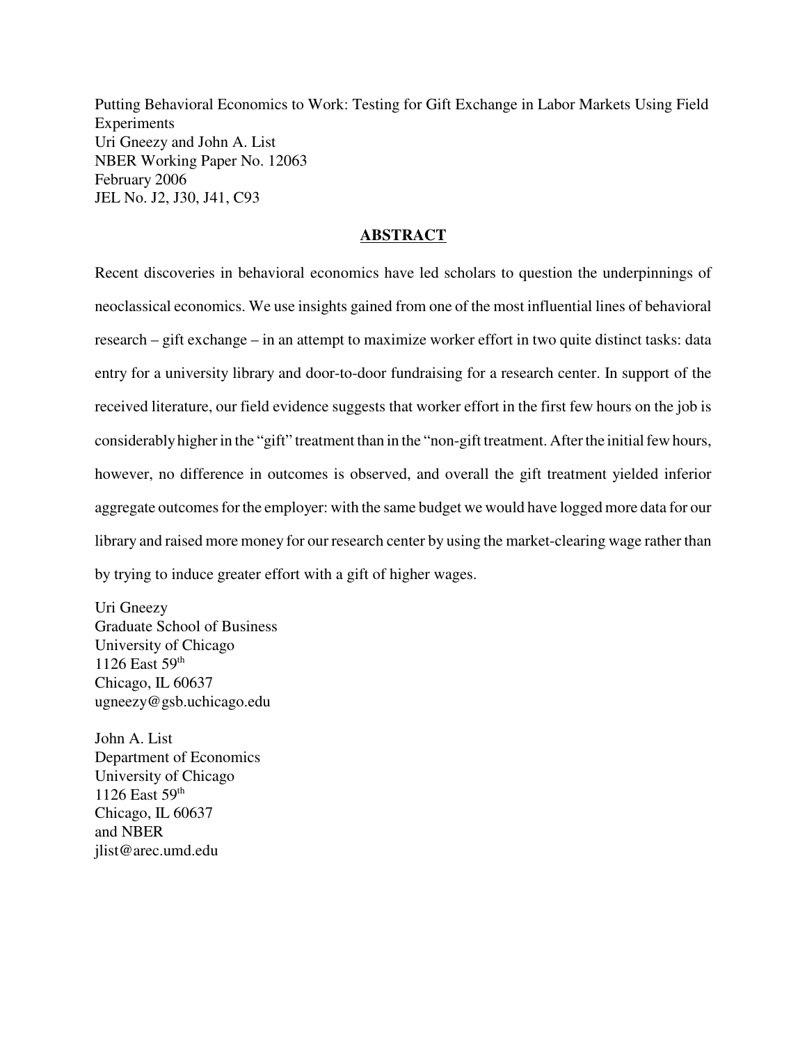Putting Behavioral Economics to Work: Testing for Gift Exchange in Labor Markets Using Field Experiments
Uri Gneezy and John A. List
NBER Working Paper No. 12063
February 2006
JEL No. J2, J30, J41, C93

## ABSTRACT

Recent discoveries in behavioral economics have led scholars to question the underpinnings of neoclassical economics. We use insights gained from one of the most influential lines of behavioral research – gift exchange – in an attempt to maximize worker effort in two quite distinct tasks: data entry for a university library and door-to-door fundraising for a research center. In support of the received literature, our field evidence suggests that worker effort in the first few hours on the job is considerably higher in the "gift" treatment than in the "non-gift treatment. After the initial few hours, however, no difference in outcomes is observed, and overall the gift treatment yielded inferior aggregate outcomes for the employer: with the same budget we would have logged more data for our library and raised more money for our research center by using the market-clearing wage rather than by trying to induce greater effort with a gift of higher wages.

Uri Gneezy
Graduate School of Business
University of Chicago
1126 East 59th
Chicago, IL 60637
ugneezy@gsb.uchicago.edu

John A. List
Department of Economics
University of Chicago
1126 East 59th
Chicago, IL 60637
and NBER
jlist@arec.umd.edu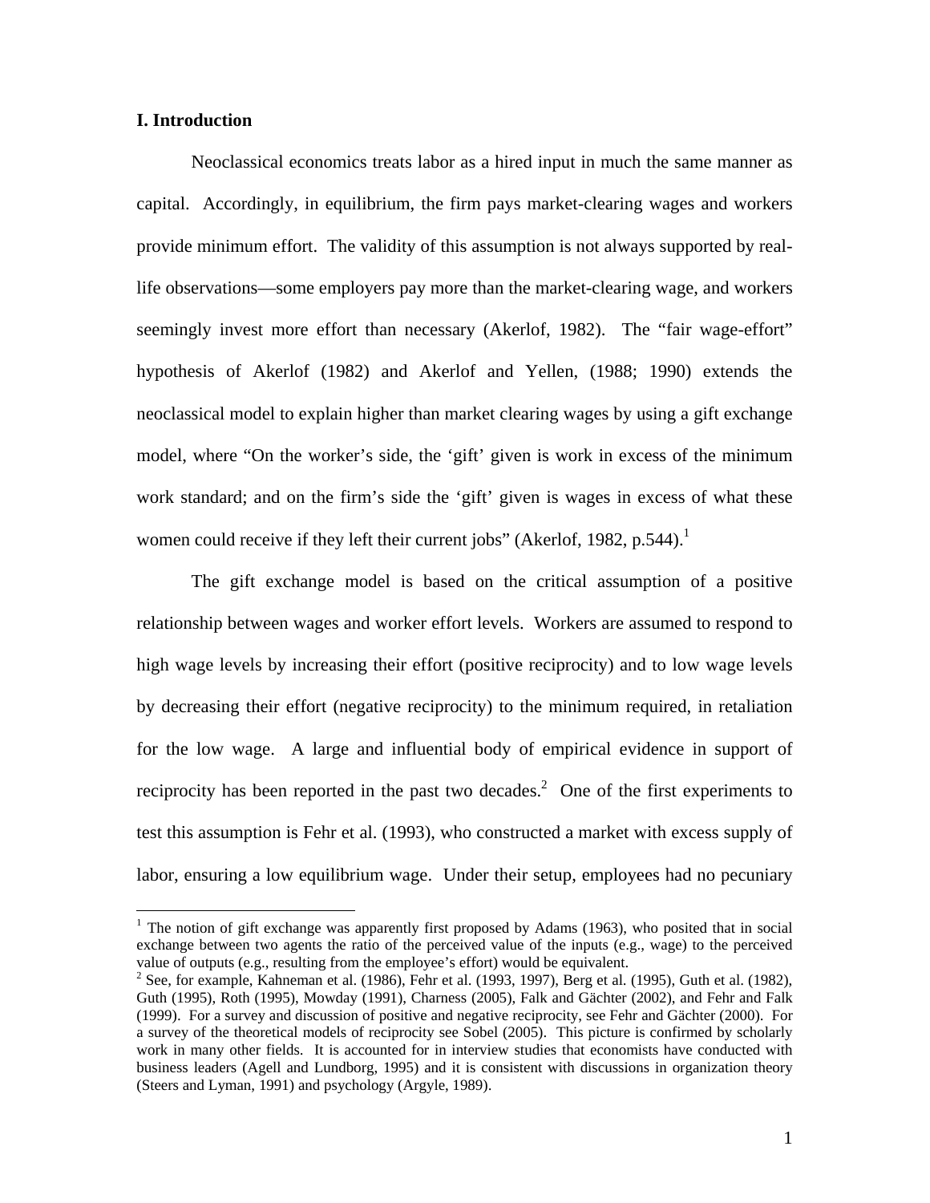## I. Introduction

Neoclassical economics treats labor as a hired input in much the same manner as capital. Accordingly, in equilibrium, the firm pays market-clearing wages and workers provide minimum effort. The validity of this assumption is not always supported by real-life observations—some employers pay more than the market-clearing wage, and workers seemingly invest more effort than necessary (Akerlof, 1982). The "fair wage-effort" hypothesis of Akerlof (1982) and Akerlof and Yellen, (1988; 1990) extends the neoclassical model to explain higher than market clearing wages by using a gift exchange model, where "On the worker's side, the 'gift' given is work in excess of the minimum work standard; and on the firm's side the 'gift' given is wages in excess of what these women could receive if they left their current jobs" (Akerlof, 1982, p.544).[1]

The gift exchange model is based on the critical assumption of a positive relationship between wages and worker effort levels. Workers are assumed to respond to high wage levels by increasing their effort (positive reciprocity) and to low wage levels by decreasing their effort (negative reciprocity) to the minimum required, in retaliation for the low wage. A large and influential body of empirical evidence in support of reciprocity has been reported in the past two decades.[2] One of the first experiments to test this assumption is Fehr et al. (1993), who constructed a market with excess supply of labor, ensuring a low equilibrium wage. Under their setup, employees had no pecuniary

---

[1] The notion of gift exchange was apparently first proposed by Adams (1963), who posited that in social exchange between two agents the ratio of the perceived value of the inputs (e.g., wage) to the perceived value of outputs (e.g., resulting from the employee's effort) would be equivalent.

[2] See, for example, Kahneman et al. (1986), Fehr et al. (1993, 1997), Berg et al. (1995), Guth et al. (1982), Guth (1995), Roth (1995), Mowday (1991), Charness (2005), Falk and Gächter (2002), and Fehr and Falk (1999). For a survey and discussion of positive and negative reciprocity, see Fehr and Gächter (2000). For a survey of the theoretical models of reciprocity see Sobel (2005). This picture is confirmed by scholarly work in many other fields. It is accounted for in interview studies that economists have conducted with business leaders (Agell and Lundborg, 1995) and it is consistent with discussions in organization theory (Steers and Lyman, 1991) and psychology (Argyle, 1989).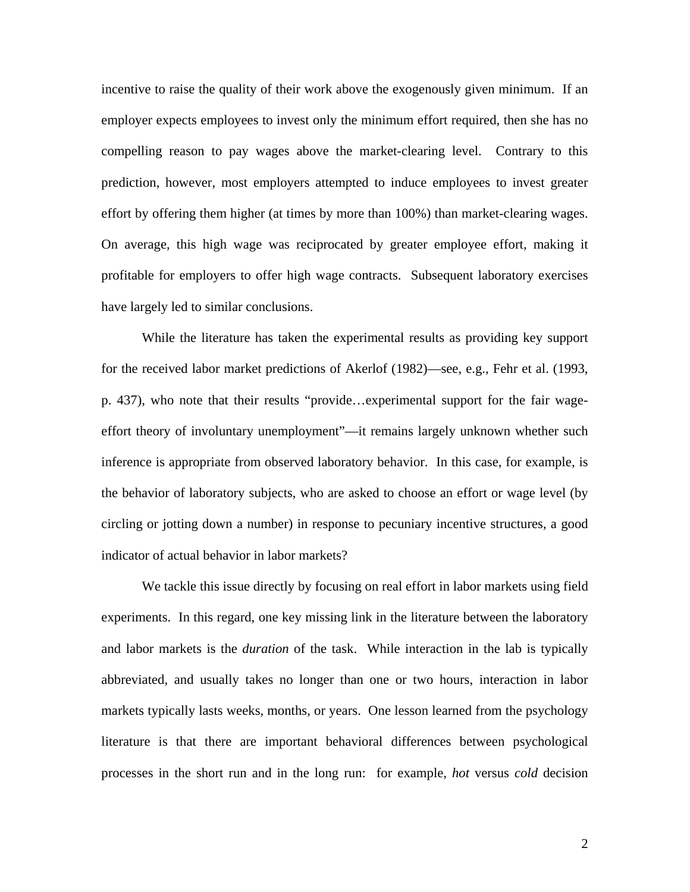incentive to raise the quality of their work above the exogenously given minimum. If an employer expects employees to invest only the minimum effort required, then she has no compelling reason to pay wages above the market-clearing level. Contrary to this prediction, however, most employers attempted to induce employees to invest greater effort by offering them higher (at times by more than 100%) than market-clearing wages. On average, this high wage was reciprocated by greater employee effort, making it profitable for employers to offer high wage contracts. Subsequent laboratory exercises have largely led to similar conclusions.

While the literature has taken the experimental results as providing key support for the received labor market predictions of Akerlof (1982)—see, e.g., Fehr et al. (1993, p. 437), who note that their results "provide…experimental support for the fair wage-effort theory of involuntary unemployment"—it remains largely unknown whether such inference is appropriate from observed laboratory behavior. In this case, for example, is the behavior of laboratory subjects, who are asked to choose an effort or wage level (by circling or jotting down a number) in response to pecuniary incentive structures, a good indicator of actual behavior in labor markets?

We tackle this issue directly by focusing on real effort in labor markets using field experiments. In this regard, one key missing link in the literature between the laboratory and labor markets is the *duration* of the task. While interaction in the lab is typically abbreviated, and usually takes no longer than one or two hours, interaction in labor markets typically lasts weeks, months, or years. One lesson learned from the psychology literature is that there are important behavioral differences between psychological processes in the short run and in the long run: for example, *hot* versus *cold* decision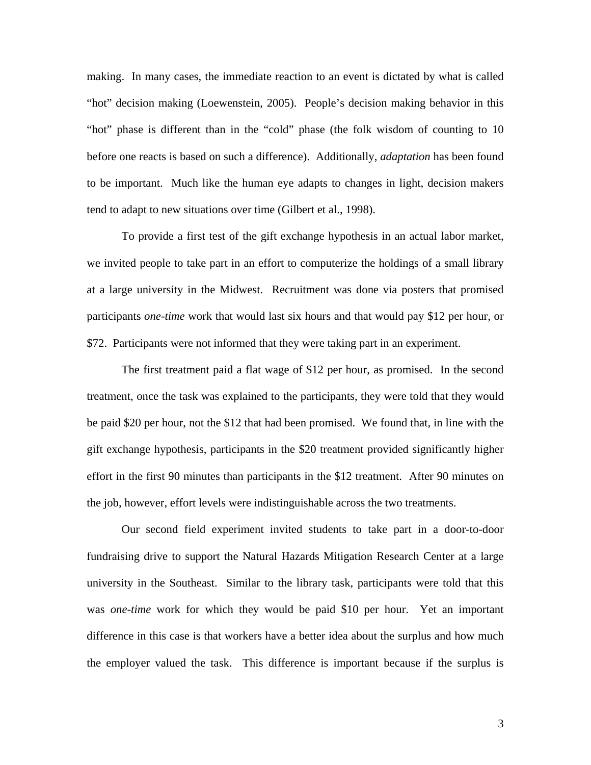making. In many cases, the immediate reaction to an event is dictated by what is called "hot" decision making (Loewenstein, 2005). People's decision making behavior in this "hot" phase is different than in the "cold" phase (the folk wisdom of counting to 10 before one reacts is based on such a difference). Additionally, *adaptation* has been found to be important. Much like the human eye adapts to changes in light, decision makers tend to adapt to new situations over time (Gilbert et al., 1998).

To provide a first test of the gift exchange hypothesis in an actual labor market, we invited people to take part in an effort to computerize the holdings of a small library at a large university in the Midwest. Recruitment was done via posters that promised participants *one-time* work that would last six hours and that would pay $12 per hour, or $72. Participants were not informed that they were taking part in an experiment.

The first treatment paid a flat wage of $12 per hour, as promised. In the second treatment, once the task was explained to the participants, they were told that they would be paid $20 per hour, not the $12 that had been promised. We found that, in line with the gift exchange hypothesis, participants in the $20 treatment provided significantly higher effort in the first 90 minutes than participants in the $12 treatment. After 90 minutes on the job, however, effort levels were indistinguishable across the two treatments.

Our second field experiment invited students to take part in a door-to-door fundraising drive to support the Natural Hazards Mitigation Research Center at a large university in the Southeast. Similar to the library task, participants were told that this was *one-time* work for which they would be paid $10 per hour. Yet an important difference in this case is that workers have a better idea about the surplus and how much the employer valued the task. This difference is important because if the surplus is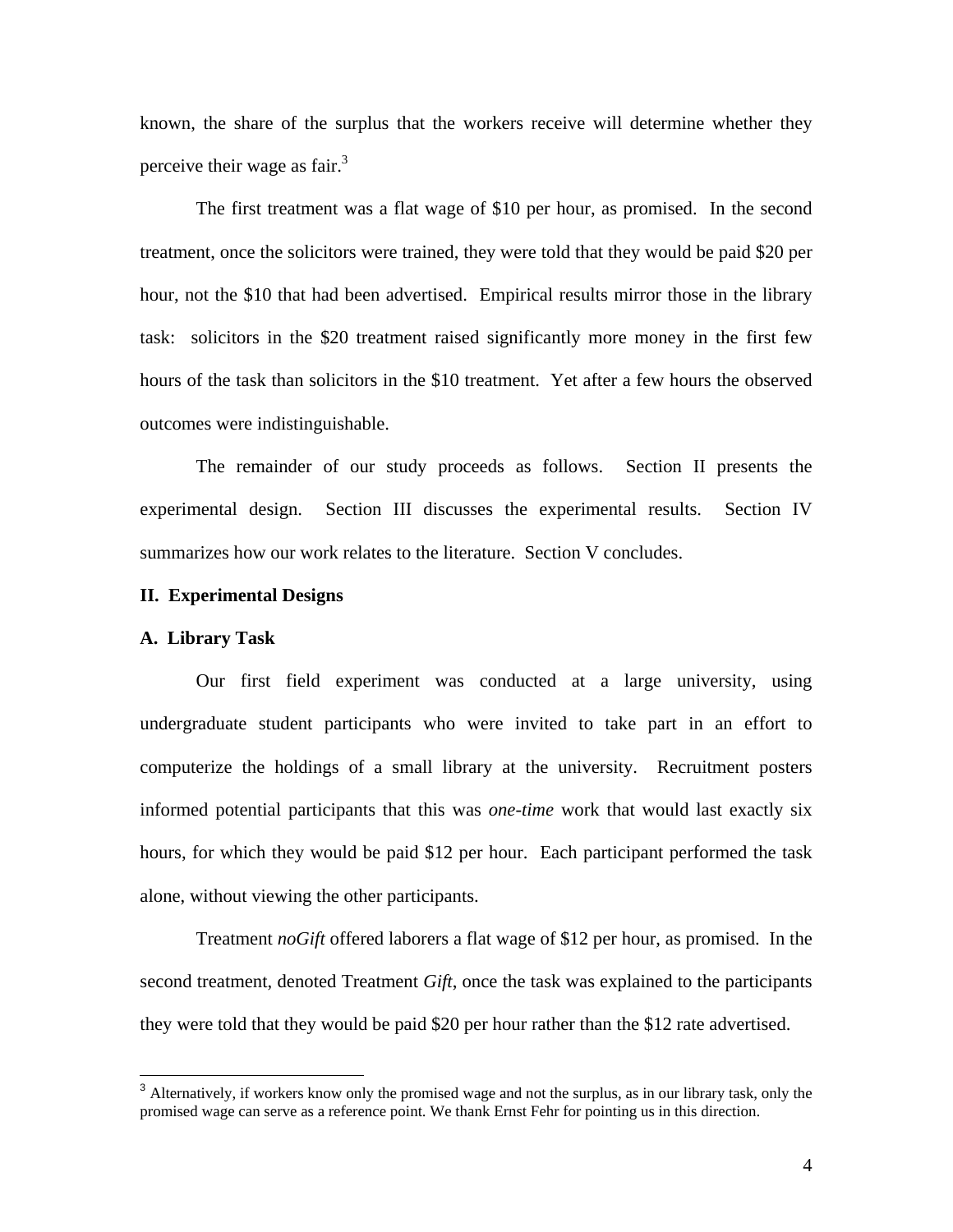known, the share of the surplus that the workers receive will determine whether they perceive their wage as fair.[3]

The first treatment was a flat wage of $10 per hour, as promised. In the second treatment, once the solicitors were trained, they were told that they would be paid $20 per hour, not the $10 that had been advertised. Empirical results mirror those in the library task: solicitors in the $20 treatment raised significantly more money in the first few hours of the task than solicitors in the $10 treatment. Yet after a few hours the observed outcomes were indistinguishable.

The remainder of our study proceeds as follows. Section II presents the experimental design. Section III discusses the experimental results. Section IV summarizes how our work relates to the literature. Section V concludes.

## II. Experimental Designs

### A. Library Task

Our first field experiment was conducted at a large university, using undergraduate student participants who were invited to take part in an effort to computerize the holdings of a small library at the university. Recruitment posters informed potential participants that this was *one-time* work that would last exactly six hours, for which they would be paid $12 per hour. Each participant performed the task alone, without viewing the other participants.

Treatment *noGift* offered laborers a flat wage of $12 per hour, as promised. In the second treatment, denoted Treatment *Gift*, once the task was explained to the participants they were told that they would be paid $20 per hour rather than the $12 rate advertised.

[3] Alternatively, if workers know only the promised wage and not the surplus, as in our library task, only the promised wage can serve as a reference point. We thank Ernst Fehr for pointing us in this direction.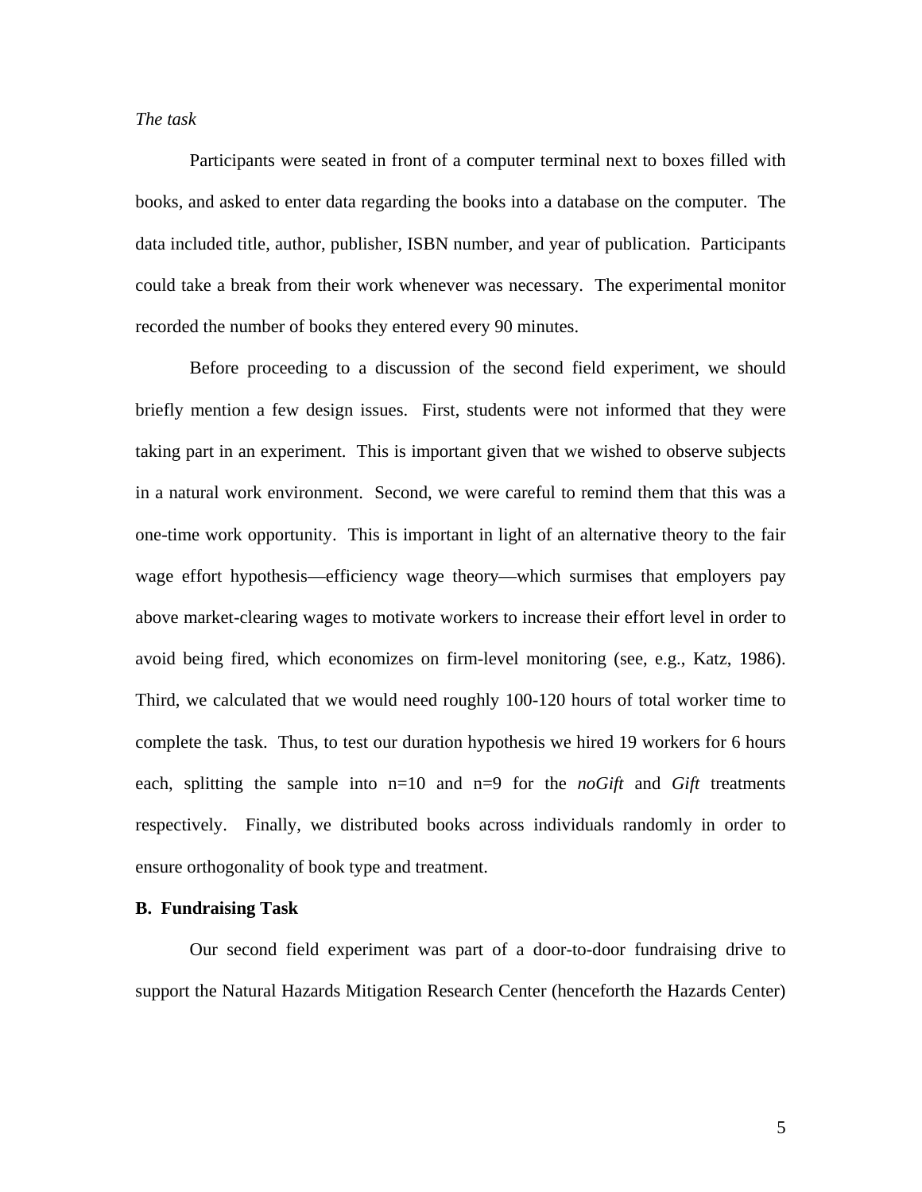*The task*

Participants were seated in front of a computer terminal next to boxes filled with books, and asked to enter data regarding the books into a database on the computer. The data included title, author, publisher, ISBN number, and year of publication. Participants could take a break from their work whenever was necessary. The experimental monitor recorded the number of books they entered every 90 minutes.

Before proceeding to a discussion of the second field experiment, we should briefly mention a few design issues. First, students were not informed that they were taking part in an experiment. This is important given that we wished to observe subjects in a natural work environment. Second, we were careful to remind them that this was a one-time work opportunity. This is important in light of an alternative theory to the fair wage effort hypothesis—efficiency wage theory—which surmises that employers pay above market-clearing wages to motivate workers to increase their effort level in order to avoid being fired, which economizes on firm-level monitoring (see, e.g., Katz, 1986). Third, we calculated that we would need roughly 100-120 hours of total worker time to complete the task. Thus, to test our duration hypothesis we hired 19 workers for 6 hours each, splitting the sample into n=10 and n=9 for the *noGift* and *Gift* treatments respectively. Finally, we distributed books across individuals randomly in order to ensure orthogonality of book type and treatment.

**B. Fundraising Task**

Our second field experiment was part of a door-to-door fundraising drive to support the Natural Hazards Mitigation Research Center (henceforth the Hazards Center)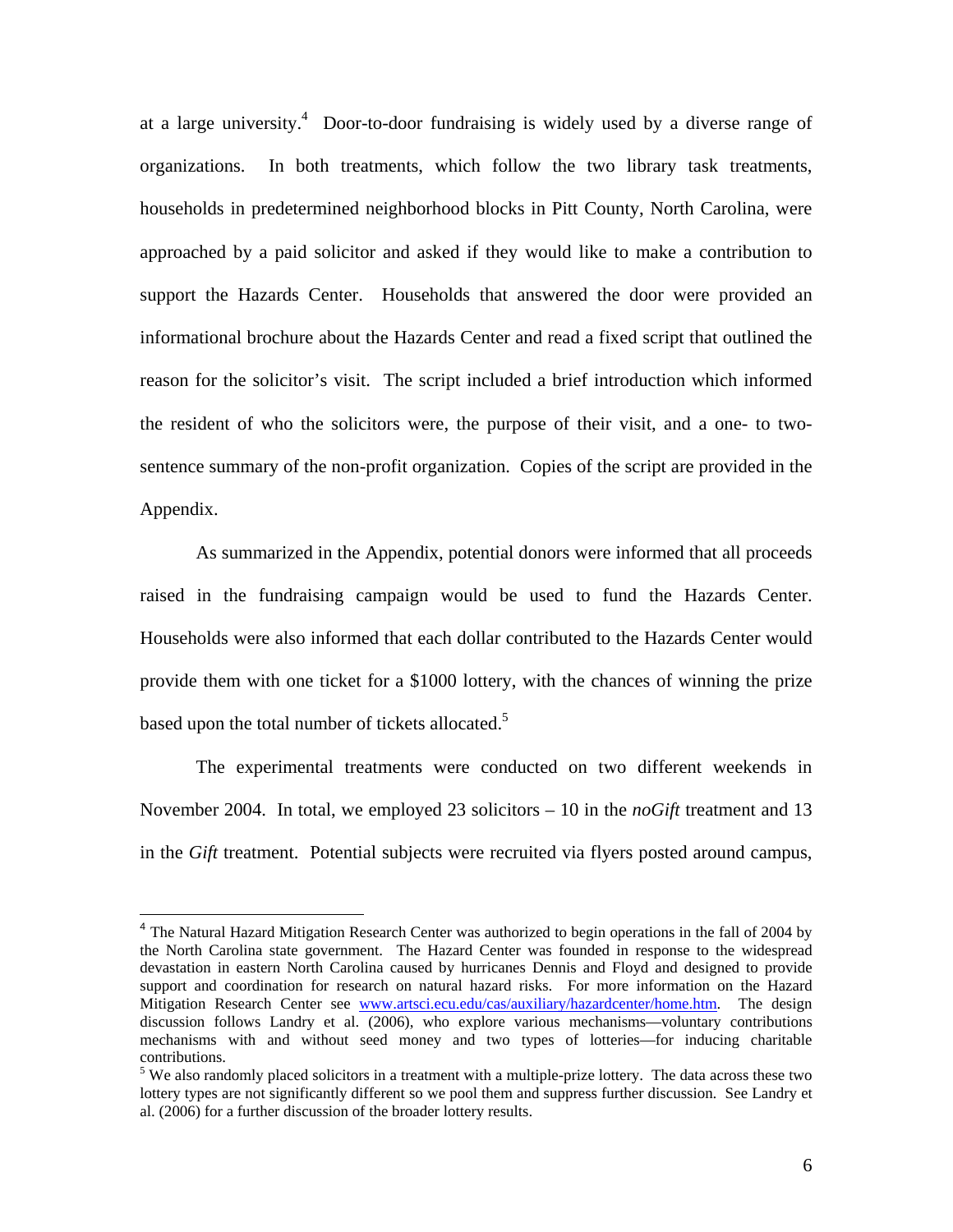at a large university.[4] Door-to-door fundraising is widely used by a diverse range of organizations. In both treatments, which follow the two library task treatments, households in predetermined neighborhood blocks in Pitt County, North Carolina, were approached by a paid solicitor and asked if they would like to make a contribution to support the Hazards Center. Households that answered the door were provided an informational brochure about the Hazards Center and read a fixed script that outlined the reason for the solicitor's visit. The script included a brief introduction which informed the resident of who the solicitors were, the purpose of their visit, and a one- to two-sentence summary of the non-profit organization. Copies of the script are provided in the Appendix.

As summarized in the Appendix, potential donors were informed that all proceeds raised in the fundraising campaign would be used to fund the Hazards Center. Households were also informed that each dollar contributed to the Hazards Center would provide them with one ticket for a \$1000 lottery, with the chances of winning the prize based upon the total number of tickets allocated.[5]

The experimental treatments were conducted on two different weekends in November 2004. In total, we employed 23 solicitors – 10 in the *noGift* treatment and 13 in the *Gift* treatment. Potential subjects were recruited via flyers posted around campus,

---

[4] The Natural Hazard Mitigation Research Center was authorized to begin operations in the fall of 2004 by the North Carolina state government. The Hazard Center was founded in response to the widespread devastation in eastern North Carolina caused by hurricanes Dennis and Floyd and designed to provide support and coordination for research on natural hazard risks. For more information on the Hazard Mitigation Research Center see www.artsci.ecu.edu/cas/auxiliary/hazardcenter/home.htm. The design discussion follows Landry et al. (2006), who explore various mechanisms—voluntary contributions mechanisms with and without seed money and two types of lotteries—for inducing charitable contributions.

[5] We also randomly placed solicitors in a treatment with a multiple-prize lottery. The data across these two lottery types are not significantly different so we pool them and suppress further discussion. See Landry et al. (2006) for a further discussion of the broader lottery results.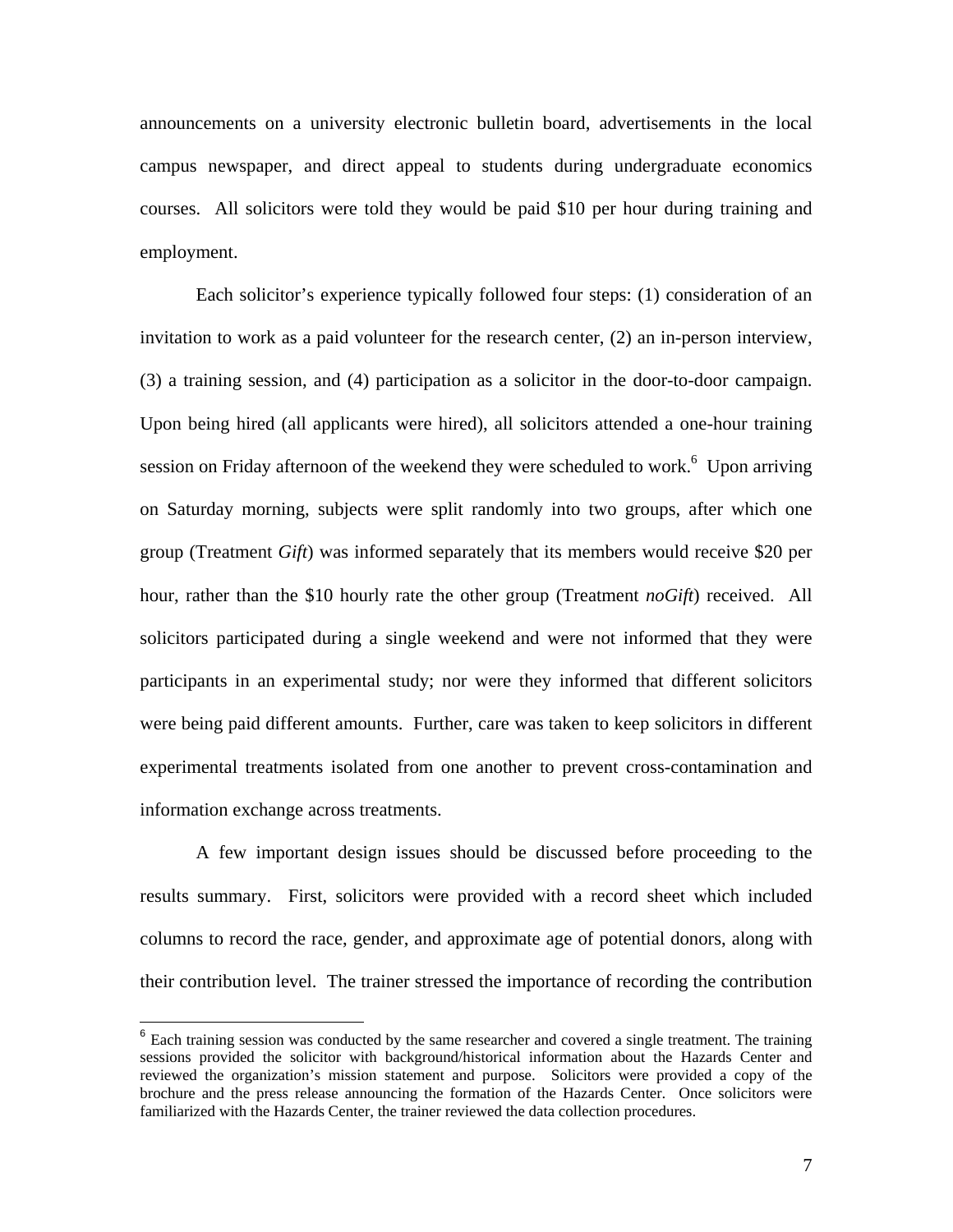announcements on a university electronic bulletin board, advertisements in the local campus newspaper, and direct appeal to students during undergraduate economics courses. All solicitors were told they would be paid $10 per hour during training and employment.

Each solicitor's experience typically followed four steps: (1) consideration of an invitation to work as a paid volunteer for the research center, (2) an in-person interview, (3) a training session, and (4) participation as a solicitor in the door-to-door campaign. Upon being hired (all applicants were hired), all solicitors attended a one-hour training session on Friday afternoon of the weekend they were scheduled to work.[6] Upon arriving on Saturday morning, subjects were split randomly into two groups, after which one group (Treatment *Gift*) was informed separately that its members would receive $20 per hour, rather than the $10 hourly rate the other group (Treatment *noGift*) received. All solicitors participated during a single weekend and were not informed that they were participants in an experimental study; nor were they informed that different solicitors were being paid different amounts. Further, care was taken to keep solicitors in different experimental treatments isolated from one another to prevent cross-contamination and information exchange across treatments.

A few important design issues should be discussed before proceeding to the results summary. First, solicitors were provided with a record sheet which included columns to record the race, gender, and approximate age of potential donors, along with their contribution level. The trainer stressed the importance of recording the contribution

[6] Each training session was conducted by the same researcher and covered a single treatment. The training sessions provided the solicitor with background/historical information about the Hazards Center and reviewed the organization's mission statement and purpose. Solicitors were provided a copy of the brochure and the press release announcing the formation of the Hazards Center. Once solicitors were familiarized with the Hazards Center, the trainer reviewed the data collection procedures.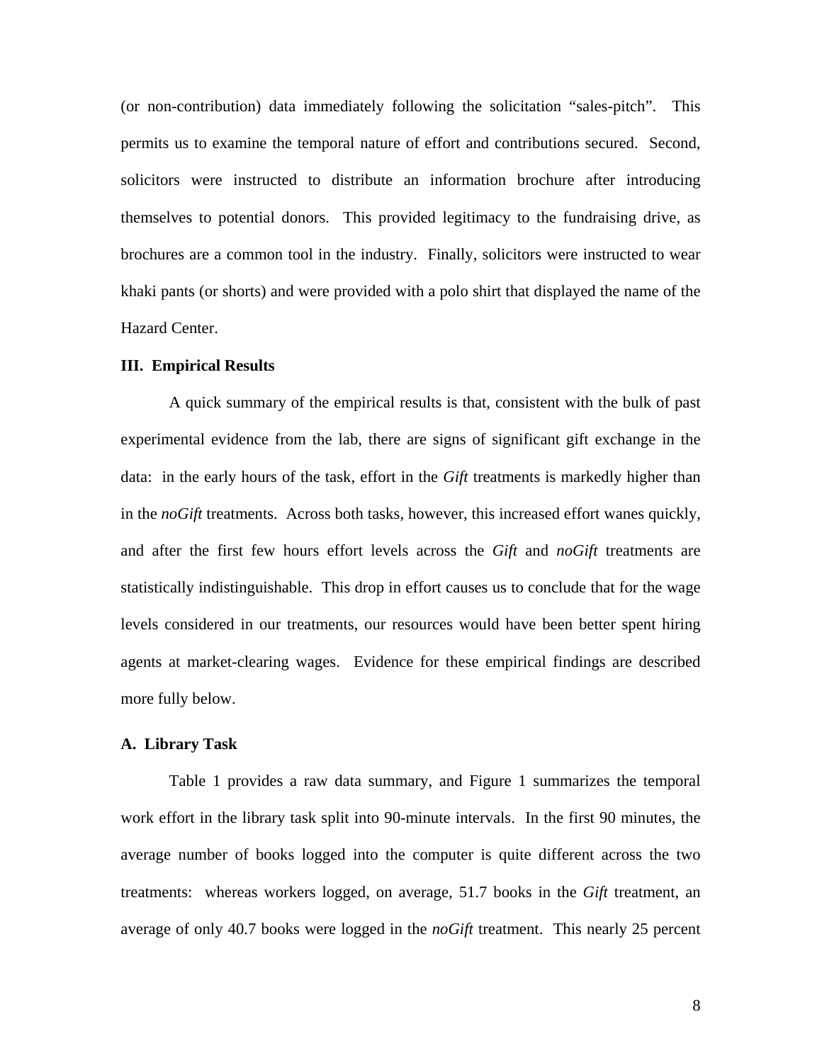(or non-contribution) data immediately following the solicitation "sales-pitch". This permits us to examine the temporal nature of effort and contributions secured. Second, solicitors were instructed to distribute an information brochure after introducing themselves to potential donors. This provided legitimacy to the fundraising drive, as brochures are a common tool in the industry. Finally, solicitors were instructed to wear khaki pants (or shorts) and were provided with a polo shirt that displayed the name of the Hazard Center.

## III. Empirical Results

A quick summary of the empirical results is that, consistent with the bulk of past experimental evidence from the lab, there are signs of significant gift exchange in the data: in the early hours of the task, effort in the *Gift* treatments is markedly higher than in the *noGift* treatments. Across both tasks, however, this increased effort wanes quickly, and after the first few hours effort levels across the *Gift* and *noGift* treatments are statistically indistinguishable. This drop in effort causes us to conclude that for the wage levels considered in our treatments, our resources would have been better spent hiring agents at market-clearing wages. Evidence for these empirical findings are described more fully below.

### A. Library Task

Table 1 provides a raw data summary, and Figure 1 summarizes the temporal work effort in the library task split into 90-minute intervals. In the first 90 minutes, the average number of books logged into the computer is quite different across the two treatments: whereas workers logged, on average, 51.7 books in the *Gift* treatment, an average of only 40.7 books were logged in the *noGift* treatment. This nearly 25 percent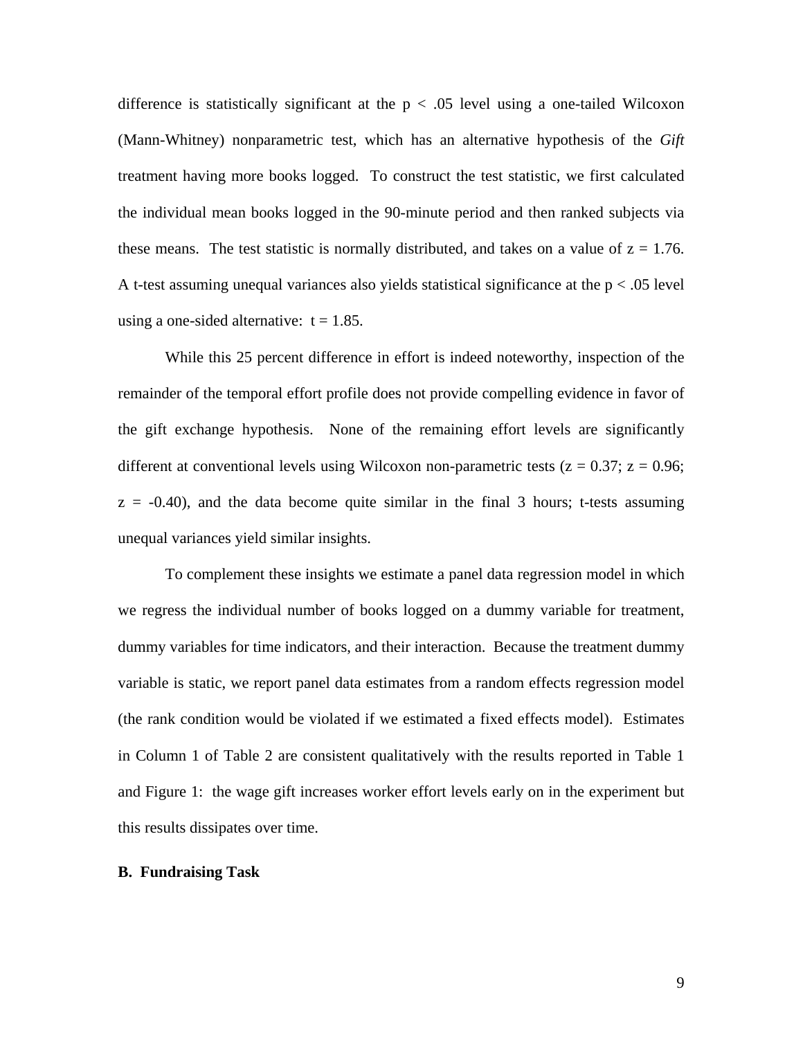difference is statistically significant at the $p < .05$ level using a one-tailed Wilcoxon (Mann-Whitney) nonparametric test, which has an alternative hypothesis of the *Gift* treatment having more books logged. To construct the test statistic, we first calculated the individual mean books logged in the 90-minute period and then ranked subjects via these means. The test statistic is normally distributed, and takes on a value of $z = 1.76$. A t-test assuming unequal variances also yields statistical significance at the $p < .05$ level using a one-sided alternative: $t = 1.85$.

While this 25 percent difference in effort is indeed noteworthy, inspection of the remainder of the temporal effort profile does not provide compelling evidence in favor of the gift exchange hypothesis. None of the remaining effort levels are significantly different at conventional levels using Wilcoxon non-parametric tests ($z = 0.37$; $z = 0.96$; $z = -0.40$), and the data become quite similar in the final 3 hours; t-tests assuming unequal variances yield similar insights.

To complement these insights we estimate a panel data regression model in which we regress the individual number of books logged on a dummy variable for treatment, dummy variables for time indicators, and their interaction. Because the treatment dummy variable is static, we report panel data estimates from a random effects regression model (the rank condition would be violated if we estimated a fixed effects model). Estimates in Column 1 of Table 2 are consistent qualitatively with the results reported in Table 1 and Figure 1: the wage gift increases worker effort levels early on in the experiment but this results dissipates over time.

**B. Fundraising Task**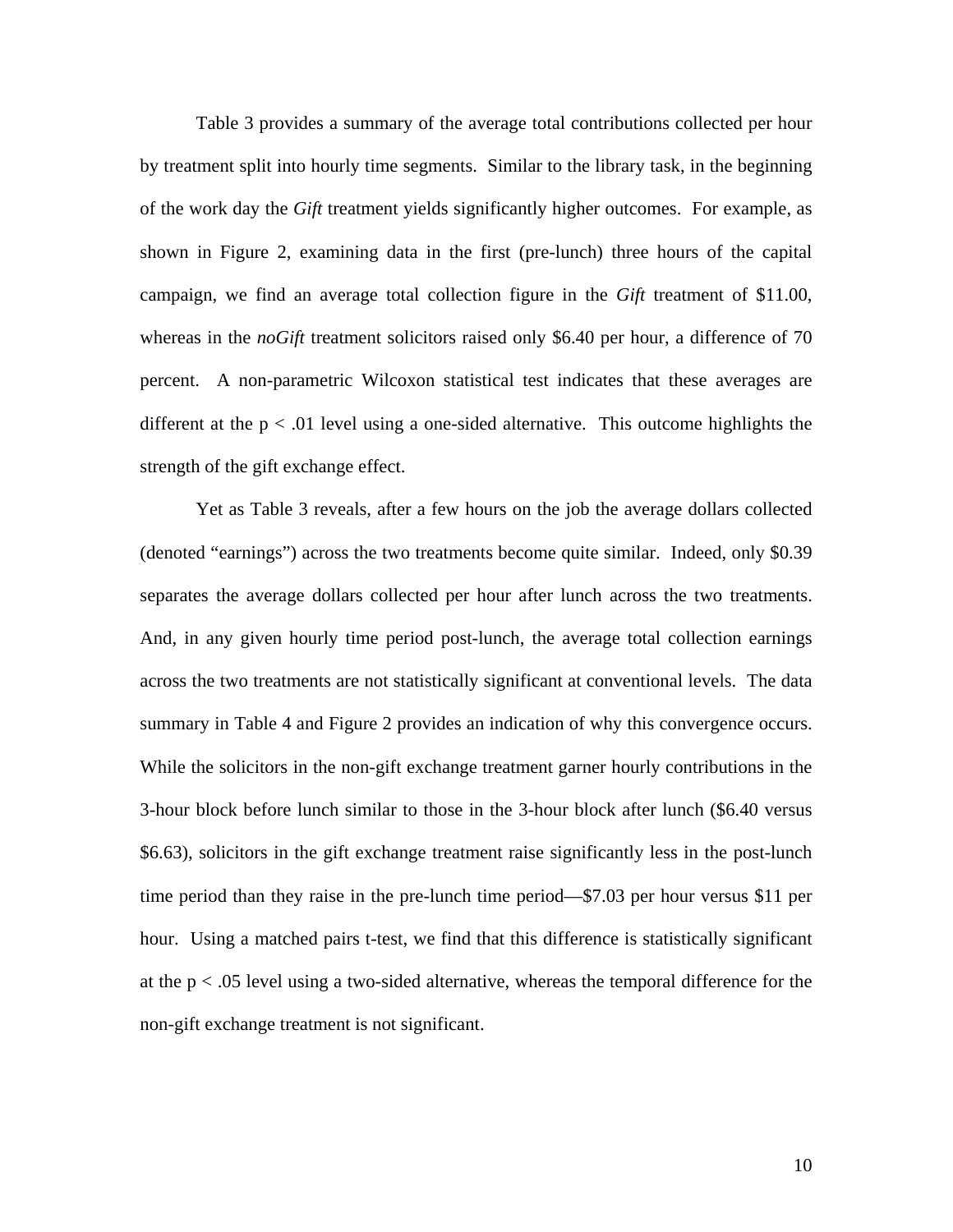Table 3 provides a summary of the average total contributions collected per hour by treatment split into hourly time segments. Similar to the library task, in the beginning of the work day the *Gift* treatment yields significantly higher outcomes. For example, as shown in Figure 2, examining data in the first (pre-lunch) three hours of the capital campaign, we find an average total collection figure in the *Gift* treatment of \$11.00, whereas in the *noGift* treatment solicitors raised only \$6.40 per hour, a difference of 70 percent. A non-parametric Wilcoxon statistical test indicates that these averages are different at the $p < .01$ level using a one-sided alternative. This outcome highlights the strength of the gift exchange effect.

Yet as Table 3 reveals, after a few hours on the job the average dollars collected (denoted "earnings") across the two treatments become quite similar. Indeed, only \$0.39 separates the average dollars collected per hour after lunch across the two treatments. And, in any given hourly time period post-lunch, the average total collection earnings across the two treatments are not statistically significant at conventional levels. The data summary in Table 4 and Figure 2 provides an indication of why this convergence occurs. While the solicitors in the non-gift exchange treatment garner hourly contributions in the 3-hour block before lunch similar to those in the 3-hour block after lunch (\$6.40 versus \$6.63), solicitors in the gift exchange treatment raise significantly less in the post-lunch time period than they raise in the pre-lunch time period—\$7.03 per hour versus \$11 per hour. Using a matched pairs t-test, we find that this difference is statistically significant at the $p < .05$ level using a two-sided alternative, whereas the temporal difference for the non-gift exchange treatment is not significant.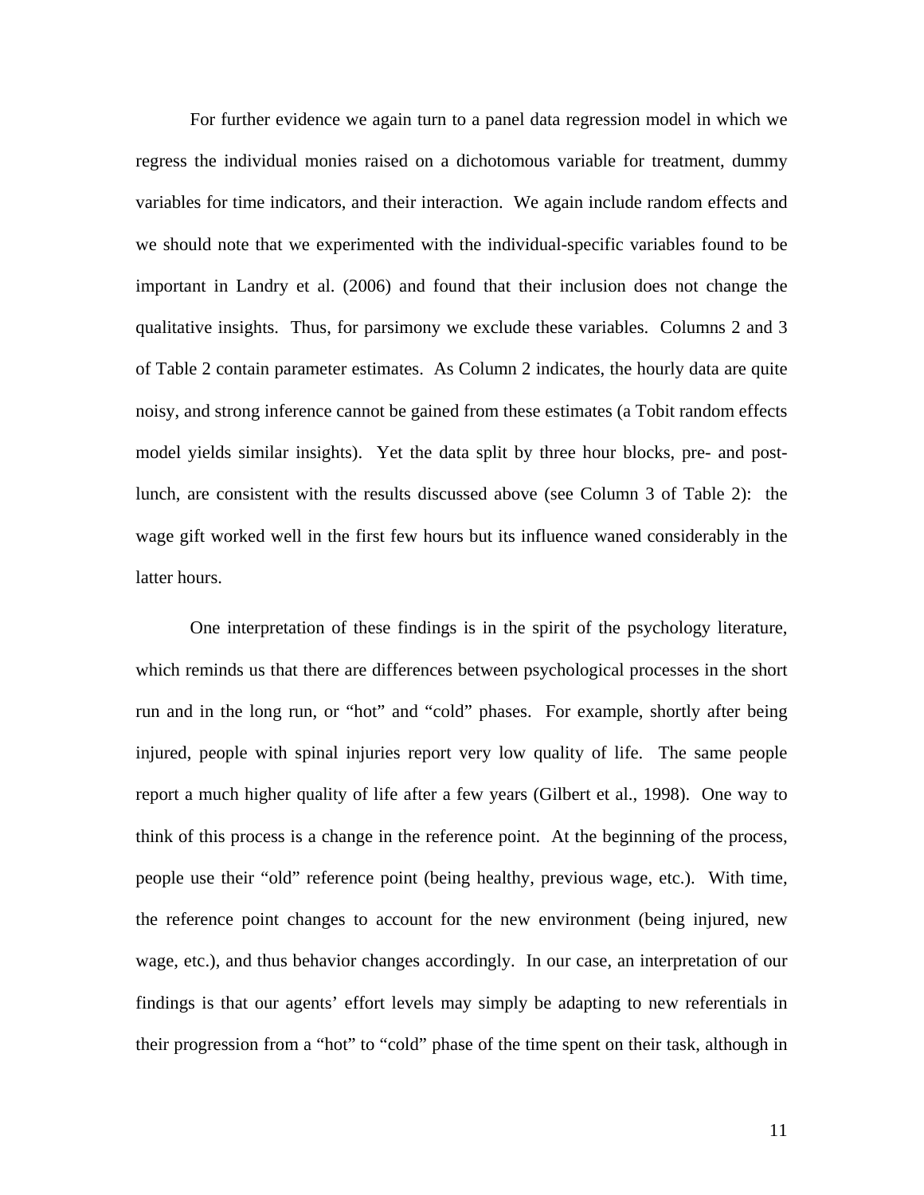For further evidence we again turn to a panel data regression model in which we regress the individual monies raised on a dichotomous variable for treatment, dummy variables for time indicators, and their interaction. We again include random effects and we should note that we experimented with the individual-specific variables found to be important in Landry et al. (2006) and found that their inclusion does not change the qualitative insights. Thus, for parsimony we exclude these variables. Columns 2 and 3 of Table 2 contain parameter estimates. As Column 2 indicates, the hourly data are quite noisy, and strong inference cannot be gained from these estimates (a Tobit random effects model yields similar insights). Yet the data split by three hour blocks, pre- and post-lunch, are consistent with the results discussed above (see Column 3 of Table 2): the wage gift worked well in the first few hours but its influence waned considerably in the latter hours.

One interpretation of these findings is in the spirit of the psychology literature, which reminds us that there are differences between psychological processes in the short run and in the long run, or "hot" and "cold" phases. For example, shortly after being injured, people with spinal injuries report very low quality of life. The same people report a much higher quality of life after a few years (Gilbert et al., 1998). One way to think of this process is a change in the reference point. At the beginning of the process, people use their "old" reference point (being healthy, previous wage, etc.). With time, the reference point changes to account for the new environment (being injured, new wage, etc.), and thus behavior changes accordingly. In our case, an interpretation of our findings is that our agents' effort levels may simply be adapting to new referentials in their progression from a "hot" to "cold" phase of the time spent on their task, although in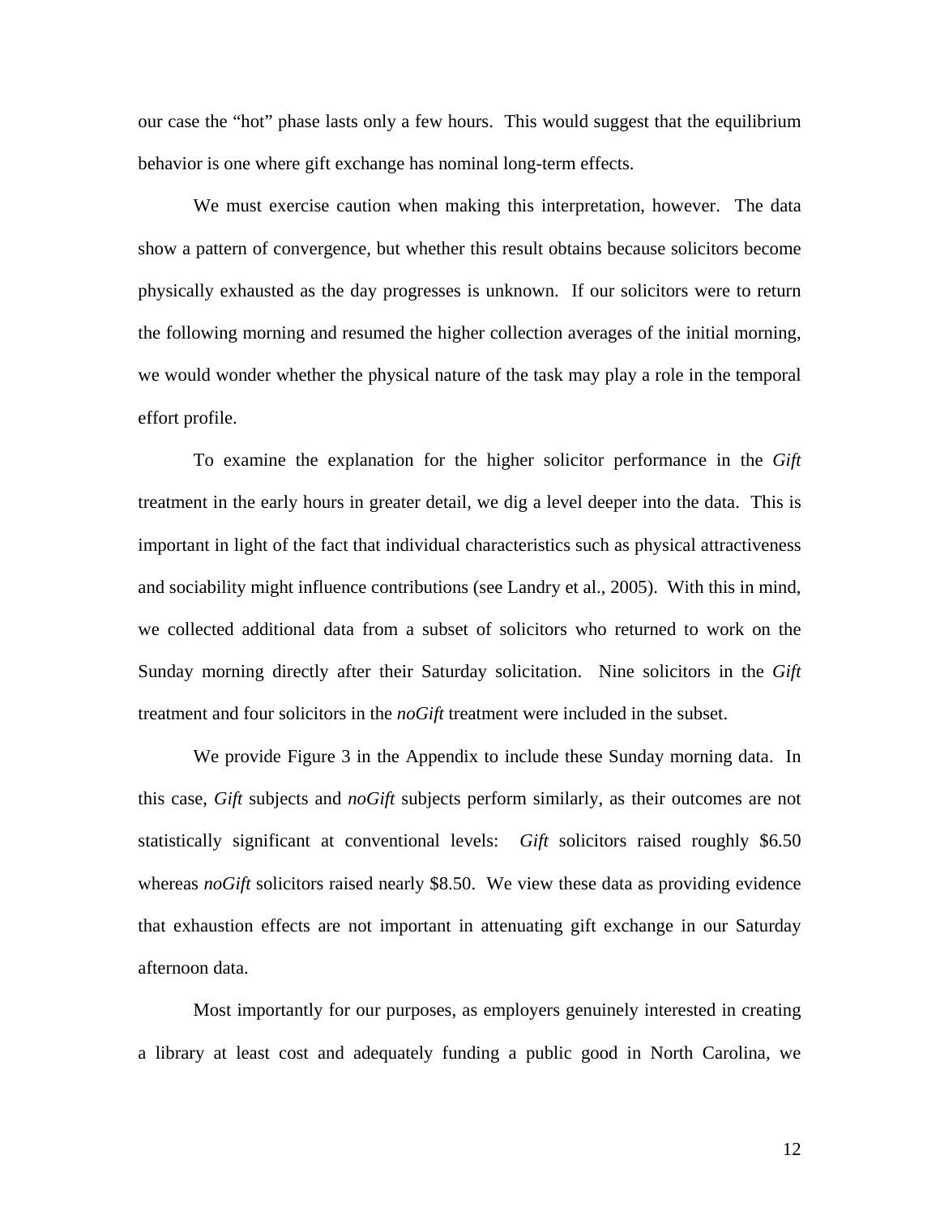our case the "hot" phase lasts only a few hours. This would suggest that the equilibrium behavior is one where gift exchange has nominal long-term effects.

We must exercise caution when making this interpretation, however. The data show a pattern of convergence, but whether this result obtains because solicitors become physically exhausted as the day progresses is unknown. If our solicitors were to return the following morning and resumed the higher collection averages of the initial morning, we would wonder whether the physical nature of the task may play a role in the temporal effort profile.

To examine the explanation for the higher solicitor performance in the *Gift* treatment in the early hours in greater detail, we dig a level deeper into the data. This is important in light of the fact that individual characteristics such as physical attractiveness and sociability might influence contributions (see Landry et al., 2005). With this in mind, we collected additional data from a subset of solicitors who returned to work on the Sunday morning directly after their Saturday solicitation. Nine solicitors in the *Gift* treatment and four solicitors in the *noGift* treatment were included in the subset.

We provide Figure 3 in the Appendix to include these Sunday morning data. In this case, *Gift* subjects and *noGift* subjects perform similarly, as their outcomes are not statistically significant at conventional levels: *Gift* solicitors raised roughly $6.50 whereas *noGift* solicitors raised nearly $8.50. We view these data as providing evidence that exhaustion effects are not important in attenuating gift exchange in our Saturday afternoon data.

Most importantly for our purposes, as employers genuinely interested in creating a library at least cost and adequately funding a public good in North Carolina, we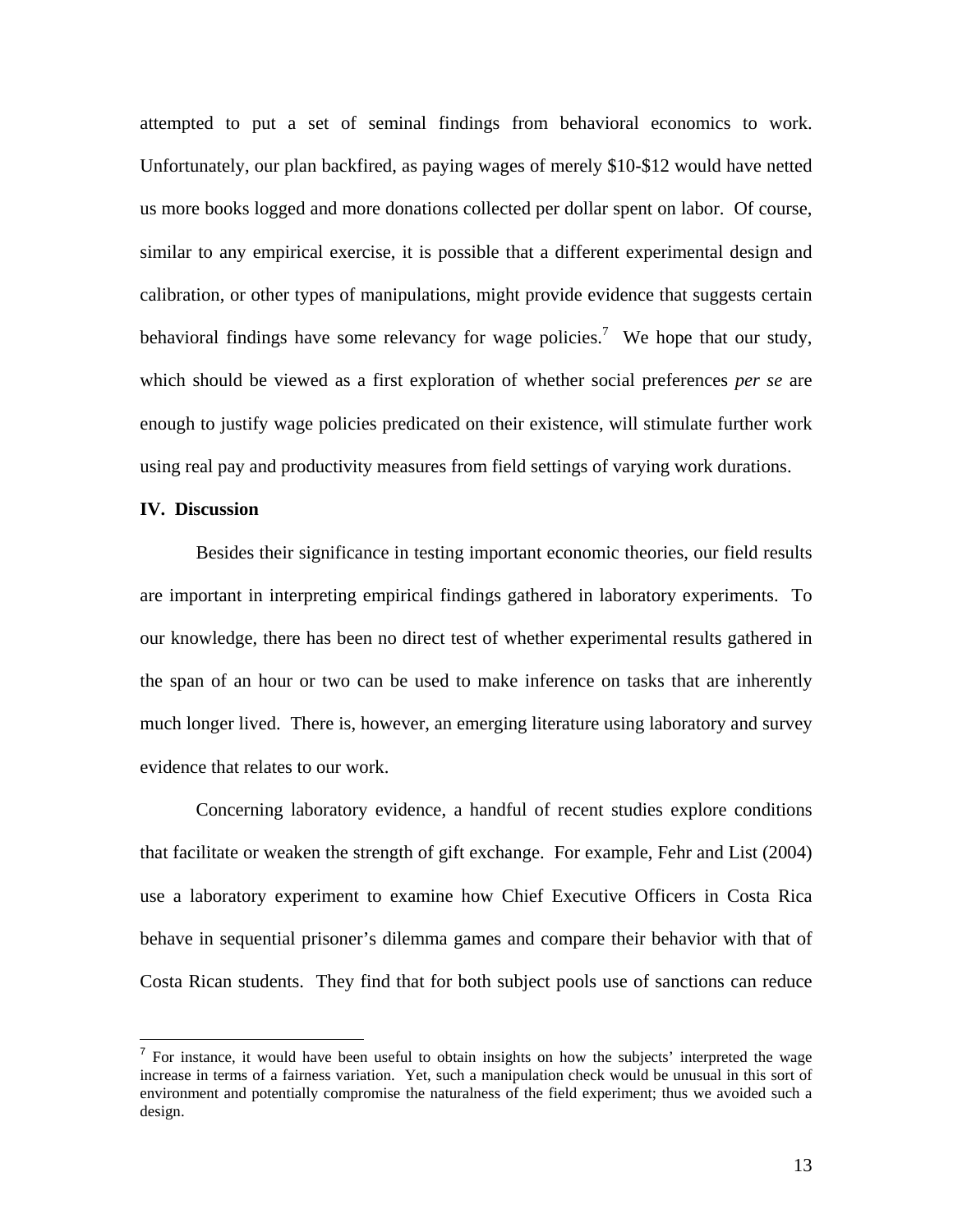attempted to put a set of seminal findings from behavioral economics to work. Unfortunately, our plan backfired, as paying wages of merely $10-$12 would have netted us more books logged and more donations collected per dollar spent on labor. Of course, similar to any empirical exercise, it is possible that a different experimental design and calibration, or other types of manipulations, might provide evidence that suggests certain behavioral findings have some relevancy for wage policies.[7] We hope that our study, which should be viewed as a first exploration of whether social preferences *per se* are enough to justify wage policies predicated on their existence, will stimulate further work using real pay and productivity measures from field settings of varying work durations.

**IV. Discussion**

Besides their significance in testing important economic theories, our field results are important in interpreting empirical findings gathered in laboratory experiments. To our knowledge, there has been no direct test of whether experimental results gathered in the span of an hour or two can be used to make inference on tasks that are inherently much longer lived. There is, however, an emerging literature using laboratory and survey evidence that relates to our work.

Concerning laboratory evidence, a handful of recent studies explore conditions that facilitate or weaken the strength of gift exchange. For example, Fehr and List (2004) use a laboratory experiment to examine how Chief Executive Officers in Costa Rica behave in sequential prisoner's dilemma games and compare their behavior with that of Costa Rican students. They find that for both subject pools use of sanctions can reduce

---

[7] For instance, it would have been useful to obtain insights on how the subjects' interpreted the wage increase in terms of a fairness variation. Yet, such a manipulation check would be unusual in this sort of environment and potentially compromise the naturalness of the field experiment; thus we avoided such a design.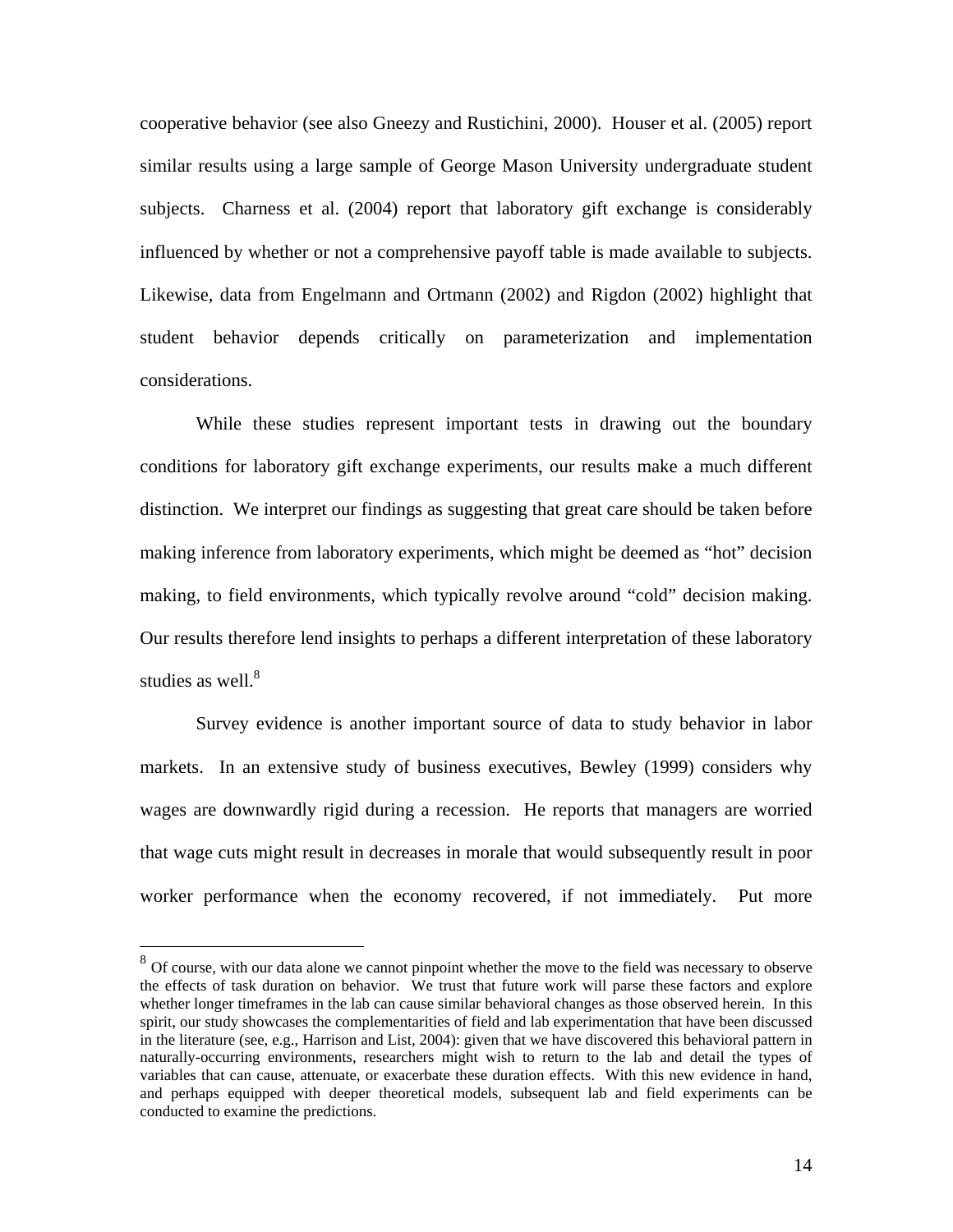cooperative behavior (see also Gneezy and Rustichini, 2000). Houser et al. (2005) report similar results using a large sample of George Mason University undergraduate student subjects. Charness et al. (2004) report that laboratory gift exchange is considerably influenced by whether or not a comprehensive payoff table is made available to subjects. Likewise, data from Engelmann and Ortmann (2002) and Rigdon (2002) highlight that student behavior depends critically on parameterization and implementation considerations.

While these studies represent important tests in drawing out the boundary conditions for laboratory gift exchange experiments, our results make a much different distinction. We interpret our findings as suggesting that great care should be taken before making inference from laboratory experiments, which might be deemed as "hot" decision making, to field environments, which typically revolve around "cold" decision making. Our results therefore lend insights to perhaps a different interpretation of these laboratory studies as well.[8]

Survey evidence is another important source of data to study behavior in labor markets. In an extensive study of business executives, Bewley (1999) considers why wages are downwardly rigid during a recession. He reports that managers are worried that wage cuts might result in decreases in morale that would subsequently result in poor worker performance when the economy recovered, if not immediately. Put more

[8] Of course, with our data alone we cannot pinpoint whether the move to the field was necessary to observe the effects of task duration on behavior. We trust that future work will parse these factors and explore whether longer timeframes in the lab can cause similar behavioral changes as those observed herein. In this spirit, our study showcases the complementarities of field and lab experimentation that have been discussed in the literature (see, e.g., Harrison and List, 2004): given that we have discovered this behavioral pattern in naturally-occurring environments, researchers might wish to return to the lab and detail the types of variables that can cause, attenuate, or exacerbate these duration effects. With this new evidence in hand, and perhaps equipped with deeper theoretical models, subsequent lab and field experiments can be conducted to examine the predictions.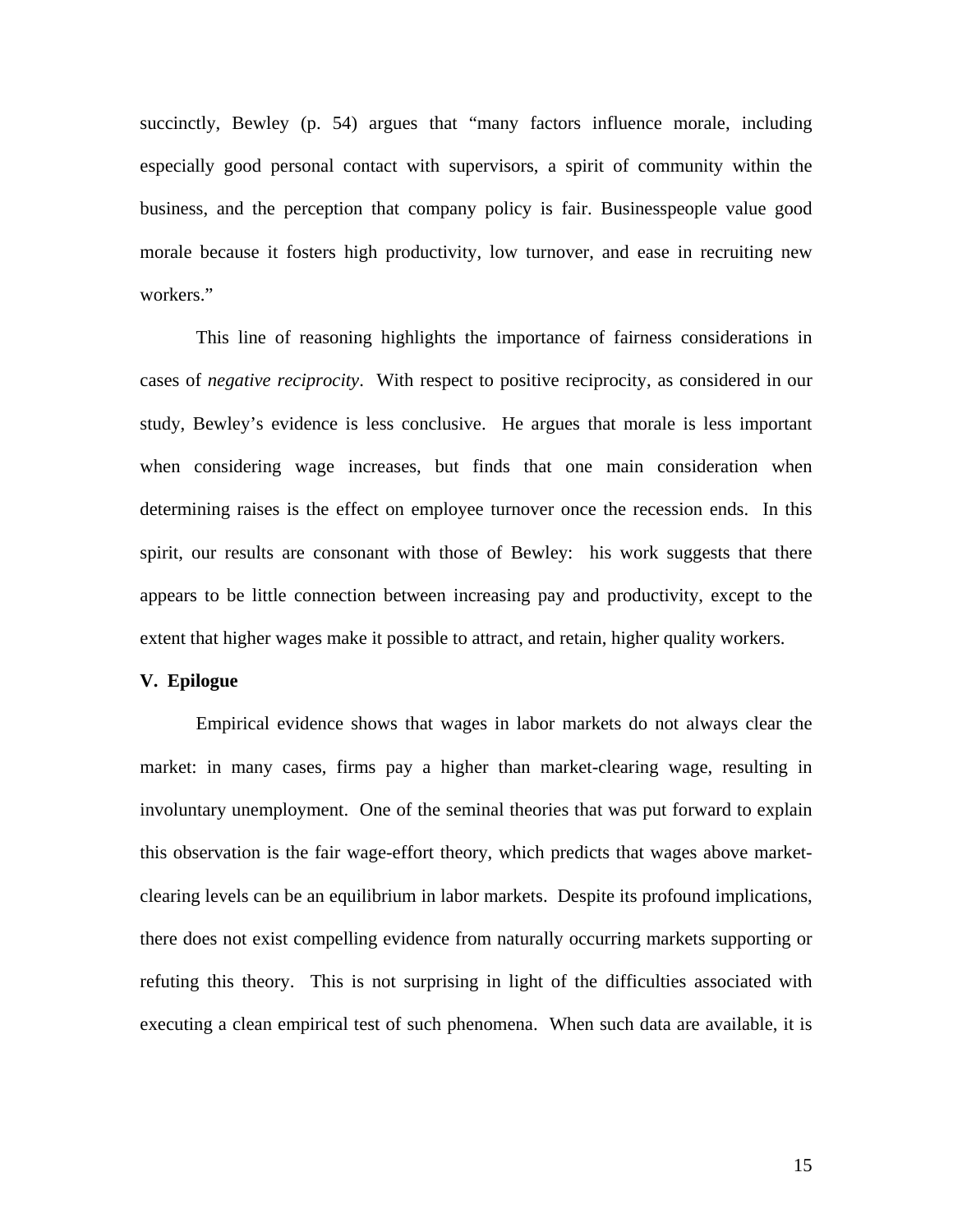succinctly, Bewley (p. 54) argues that "many factors influence morale, including especially good personal contact with supervisors, a spirit of community within the business, and the perception that company policy is fair. Businesspeople value good morale because it fosters high productivity, low turnover, and ease in recruiting new workers."

This line of reasoning highlights the importance of fairness considerations in cases of *negative reciprocity*. With respect to positive reciprocity, as considered in our study, Bewley's evidence is less conclusive. He argues that morale is less important when considering wage increases, but finds that one main consideration when determining raises is the effect on employee turnover once the recession ends. In this spirit, our results are consonant with those of Bewley: his work suggests that there appears to be little connection between increasing pay and productivity, except to the extent that higher wages make it possible to attract, and retain, higher quality workers.

## V. Epilogue

Empirical evidence shows that wages in labor markets do not always clear the market: in many cases, firms pay a higher than market-clearing wage, resulting in involuntary unemployment. One of the seminal theories that was put forward to explain this observation is the fair wage-effort theory, which predicts that wages above market-clearing levels can be an equilibrium in labor markets. Despite its profound implications, there does not exist compelling evidence from naturally occurring markets supporting or refuting this theory. This is not surprising in light of the difficulties associated with executing a clean empirical test of such phenomena. When such data are available, it is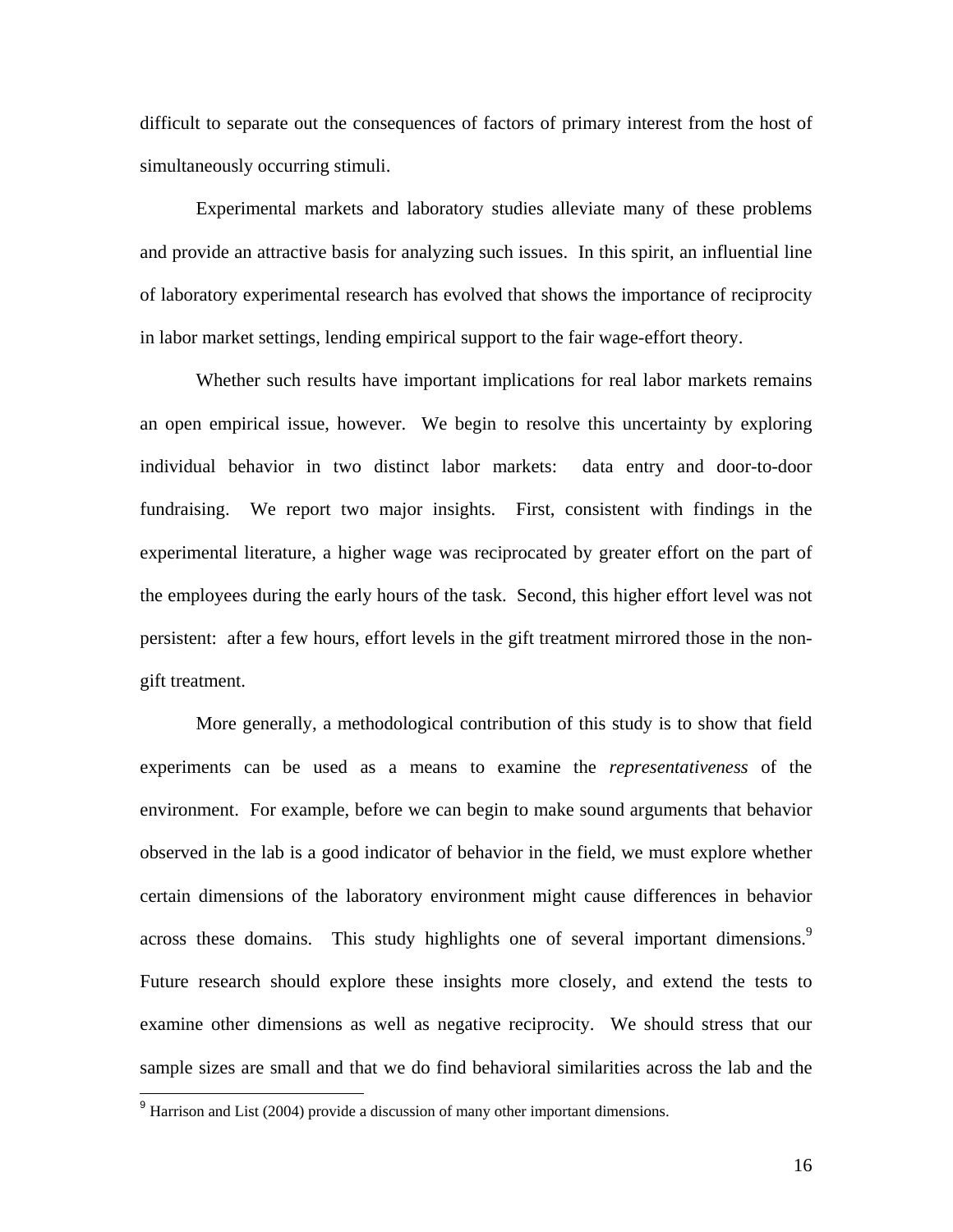difficult to separate out the consequences of factors of primary interest from the host of simultaneously occurring stimuli.

Experimental markets and laboratory studies alleviate many of these problems and provide an attractive basis for analyzing such issues. In this spirit, an influential line of laboratory experimental research has evolved that shows the importance of reciprocity in labor market settings, lending empirical support to the fair wage-effort theory.

Whether such results have important implications for real labor markets remains an open empirical issue, however. We begin to resolve this uncertainty by exploring individual behavior in two distinct labor markets: data entry and door-to-door fundraising. We report two major insights. First, consistent with findings in the experimental literature, a higher wage was reciprocated by greater effort on the part of the employees during the early hours of the task. Second, this higher effort level was not persistent: after a few hours, effort levels in the gift treatment mirrored those in the non-gift treatment.

More generally, a methodological contribution of this study is to show that field experiments can be used as a means to examine the *representativeness* of the environment. For example, before we can begin to make sound arguments that behavior observed in the lab is a good indicator of behavior in the field, we must explore whether certain dimensions of the laboratory environment might cause differences in behavior across these domains. This study highlights one of several important dimensions.[9] Future research should explore these insights more closely, and extend the tests to examine other dimensions as well as negative reciprocity. We should stress that our sample sizes are small and that we do find behavioral similarities across the lab and the

[9] Harrison and List (2004) provide a discussion of many other important dimensions.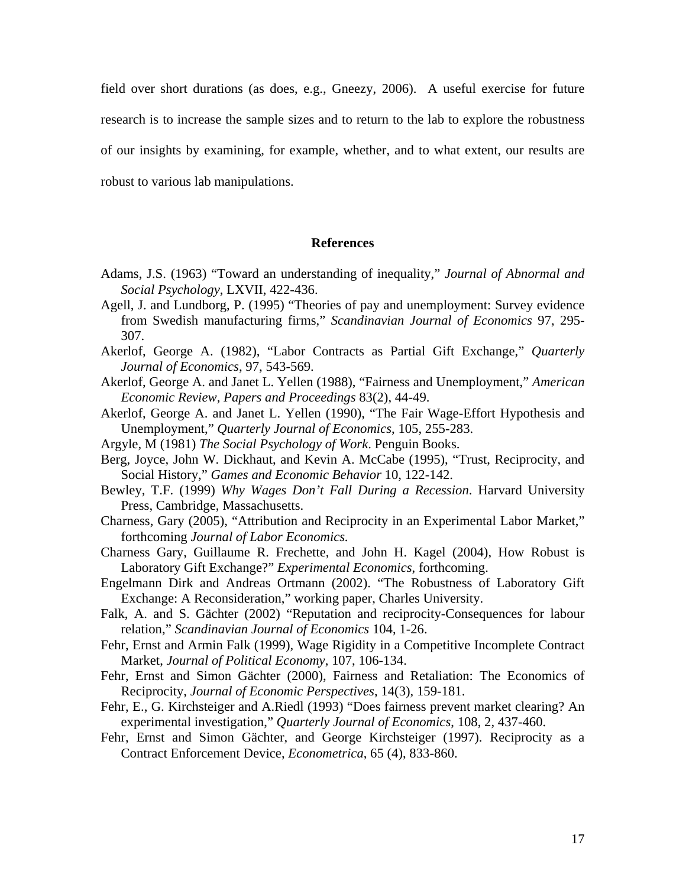field over short durations (as does, e.g., Gneezy, 2006). A useful exercise for future research is to increase the sample sizes and to return to the lab to explore the robustness of our insights by examining, for example, whether, and to what extent, our results are robust to various lab manipulations.

## References

Adams, J.S. (1963) "Toward an understanding of inequality," *Journal of Abnormal and Social Psychology*, LXVII, 422-436.

Agell, J. and Lundborg, P. (1995) "Theories of pay and unemployment: Survey evidence from Swedish manufacturing firms," *Scandinavian Journal of Economics* 97, 295-307.

Akerlof, George A. (1982), "Labor Contracts as Partial Gift Exchange," *Quarterly Journal of Economics*, 97, 543-569.

Akerlof, George A. and Janet L. Yellen (1988), "Fairness and Unemployment," *American Economic Review, Papers and Proceedings* 83(2), 44-49.

Akerlof, George A. and Janet L. Yellen (1990), "The Fair Wage-Effort Hypothesis and Unemployment," *Quarterly Journal of Economics*, 105, 255-283.

Argyle, M (1981) *The Social Psychology of Work*. Penguin Books.

Berg, Joyce, John W. Dickhaut, and Kevin A. McCabe (1995), "Trust, Reciprocity, and Social History," *Games and Economic Behavior* 10, 122-142.

Bewley, T.F. (1999) *Why Wages Don't Fall During a Recession*. Harvard University Press, Cambridge, Massachusetts.

Charness, Gary (2005), "Attribution and Reciprocity in an Experimental Labor Market," forthcoming *Journal of Labor Economics.*

Charness Gary, Guillaume R. Frechette, and John H. Kagel (2004), How Robust is Laboratory Gift Exchange?" *Experimental Economics*, forthcoming.

Engelmann Dirk and Andreas Ortmann (2002). "The Robustness of Laboratory Gift Exchange: A Reconsideration," working paper, Charles University.

Falk, A. and S. Gächter (2002) "Reputation and reciprocity-Consequences for labour relation," *Scandinavian Journal of Economics* 104, 1-26.

Fehr, Ernst and Armin Falk (1999), Wage Rigidity in a Competitive Incomplete Contract Market, *Journal of Political Economy*, 107, 106-134.

Fehr, Ernst and Simon Gächter (2000), Fairness and Retaliation: The Economics of Reciprocity, *Journal of Economic Perspectives*, 14(3), 159-181.

Fehr, E., G. Kirchsteiger and A.Riedl (1993) "Does fairness prevent market clearing? An experimental investigation," *Quarterly Journal of Economics*, 108, 2, 437-460.

Fehr, Ernst and Simon Gächter, and George Kirchsteiger (1997). Reciprocity as a Contract Enforcement Device, *Econometrica*, 65 (4), 833-860.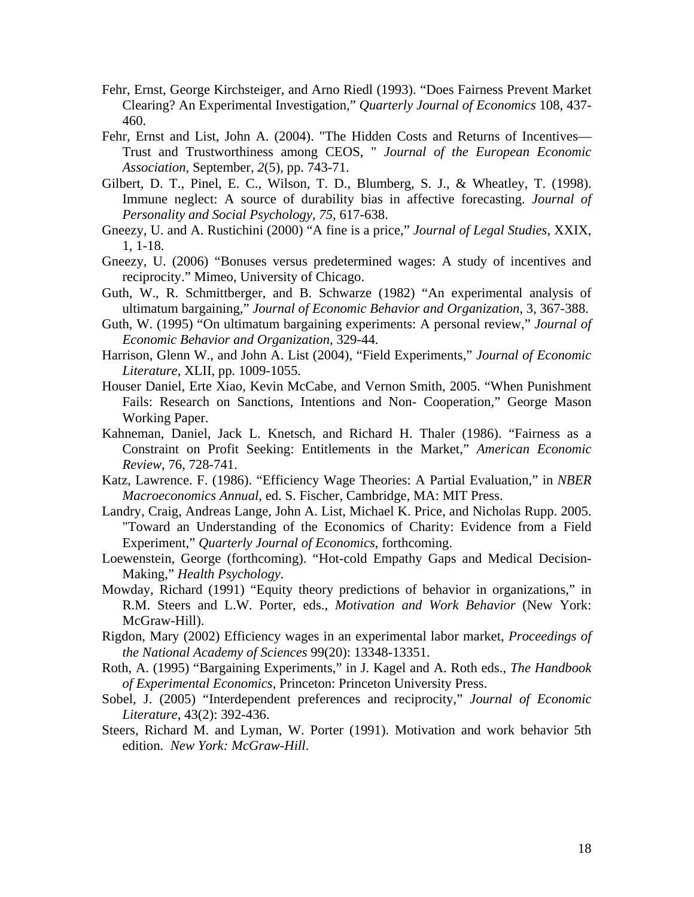Fehr, Ernst, George Kirchsteiger, and Arno Riedl (1993). "Does Fairness Prevent Market Clearing? An Experimental Investigation," *Quarterly Journal of Economics* 108, 437-460.

Fehr, Ernst and List, John A. (2004). "The Hidden Costs and Returns of Incentives—Trust and Trustworthiness among CEOS, " *Journal of the European Economic Association*, September, *2*(5), pp. 743-71.

Gilbert, D. T., Pinel, E. C., Wilson, T. D., Blumberg, S. J., & Wheatley, T. (1998). Immune neglect: A source of durability bias in affective forecasting. *Journal of Personality and Social Psychology, 75*, 617-638.

Gneezy, U. and A. Rustichini (2000) "A fine is a price," *Journal of Legal Studies*, XXIX, 1, 1-18.

Gneezy, U. (2006) "Bonuses versus predetermined wages: A study of incentives and reciprocity." Mimeo, University of Chicago.

Guth, W., R. Schmittberger, and B. Schwarze (1982) "An experimental analysis of ultimatum bargaining," *Journal of Economic Behavior and Organization*, 3, 367-388.

Guth, W. (1995) "On ultimatum bargaining experiments: A personal review," *Journal of Economic Behavior and Organization*, 329-44.

Harrison, Glenn W., and John A. List (2004), "Field Experiments," *Journal of Economic Literature*, XLII, pp. 1009-1055.

Houser Daniel, Erte Xiao, Kevin McCabe, and Vernon Smith, 2005. "When Punishment Fails: Research on Sanctions, Intentions and Non- Cooperation," George Mason Working Paper.

Kahneman, Daniel, Jack L. Knetsch, and Richard H. Thaler (1986). "Fairness as a Constraint on Profit Seeking: Entitlements in the Market," *American Economic Review*, 76, 728-741.

Katz, Lawrence. F. (1986). "Efficiency Wage Theories: A Partial Evaluation," in *NBER Macroeconomics Annual*, ed. S. Fischer, Cambridge, MA: MIT Press.

Landry, Craig, Andreas Lange, John A. List, Michael K. Price, and Nicholas Rupp. 2005. "Toward an Understanding of the Economics of Charity: Evidence from a Field Experiment," *Quarterly Journal of Economics*, forthcoming.

Loewenstein, George (forthcoming). "Hot-cold Empathy Gaps and Medical Decision-Making," *Health Psychology*.

Mowday, Richard (1991) "Equity theory predictions of behavior in organizations," in R.M. Steers and L.W. Porter, eds., *Motivation and Work Behavior* (New York: McGraw-Hill).

Rigdon, Mary (2002) Efficiency wages in an experimental labor market, *Proceedings of the National Academy of Sciences* 99(20): 13348-13351.

Roth, A. (1995) "Bargaining Experiments," in J. Kagel and A. Roth eds., *The Handbook of Experimental Economics*, Princeton: Princeton University Press.

Sobel, J. (2005) "Interdependent preferences and reciprocity," *Journal of Economic Literature*, 43(2): 392-436.

Steers, Richard M. and Lyman, W. Porter (1991). Motivation and work behavior 5th edition. *New York: McGraw-Hill*.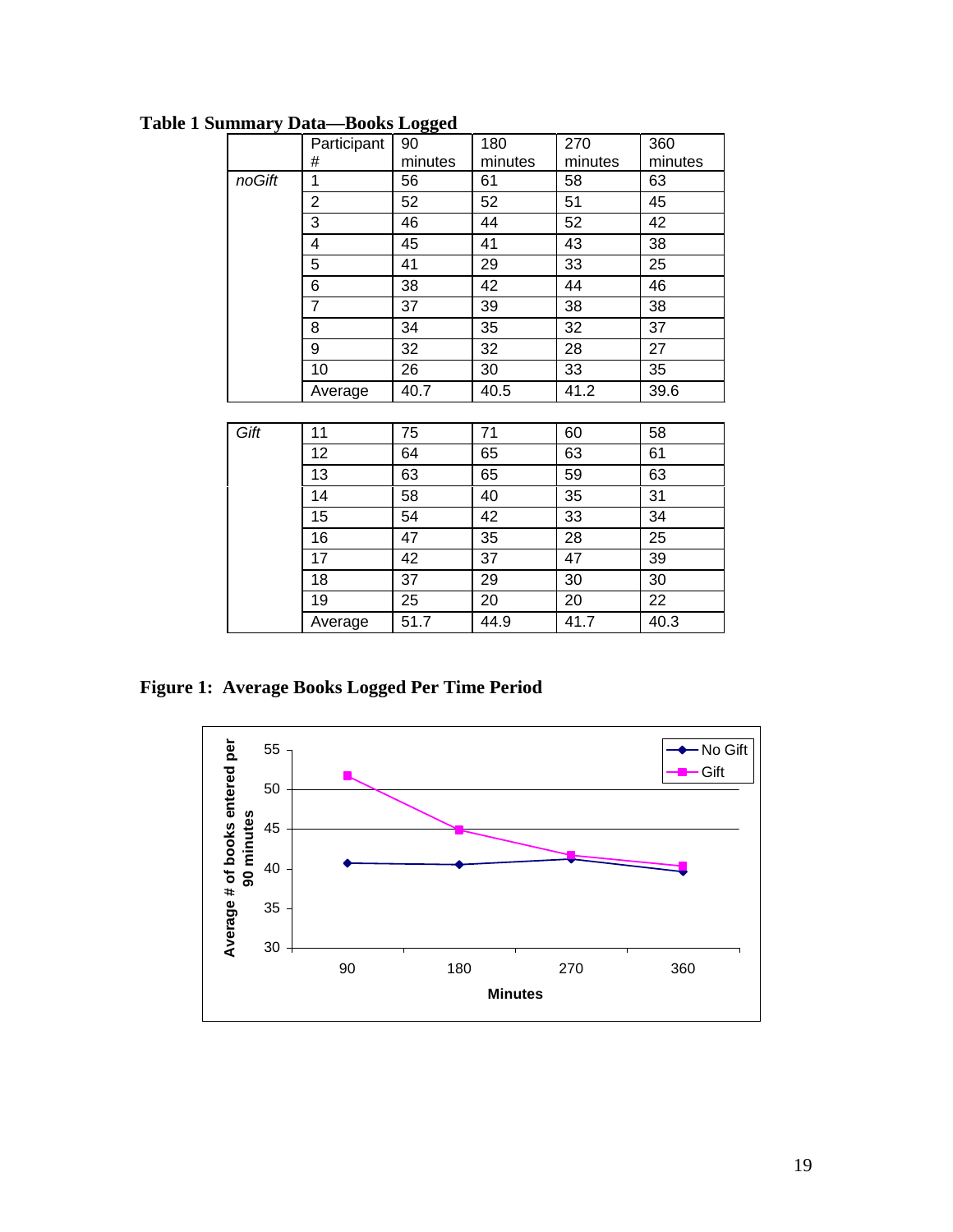**Table 1 Summary Data—Books Logged**

| | Participant # | 90 minutes | 180 minutes | 270 minutes | 360 minutes |
|---|---|---|---|---|---|
| *noGift* | 1 | 56 | 61 | 58 | 63 |
| | 2 | 52 | 52 | 51 | 45 |
| | 3 | 46 | 44 | 52 | 42 |
| | 4 | 45 | 41 | 43 | 38 |
| | 5 | 41 | 29 | 33 | 25 |
| | 6 | 38 | 42 | 44 | 46 |
| | 7 | 37 | 39 | 38 | 38 |
| | 8 | 34 | 35 | 32 | 37 |
| | 9 | 32 | 32 | 28 | 27 |
| | 10 | 26 | 30 | 33 | 35 |
| | Average | 40.7 | 40.5 | 41.2 | 39.6 |

| | | | | | |
|---|---|---|---|---|---|
| *Gift* | 11 | 75 | 71 | 60 | 58 |
| | 12 | 64 | 65 | 63 | 61 |
| | 13 | 63 | 65 | 59 | 63 |
| | 14 | 58 | 40 | 35 | 31 |
| | 15 | 54 | 42 | 33 | 34 |
| | 16 | 47 | 35 | 28 | 25 |
| | 17 | 42 | 37 | 47 | 39 |
| | 18 | 37 | 29 | 30 | 30 |
| | 19 | 25 | 20 | 20 | 22 |
| | Average | 51.7 | 44.9 | 41.7 | 40.3 |

**Figure 1: Average Books Logged Per Time Period**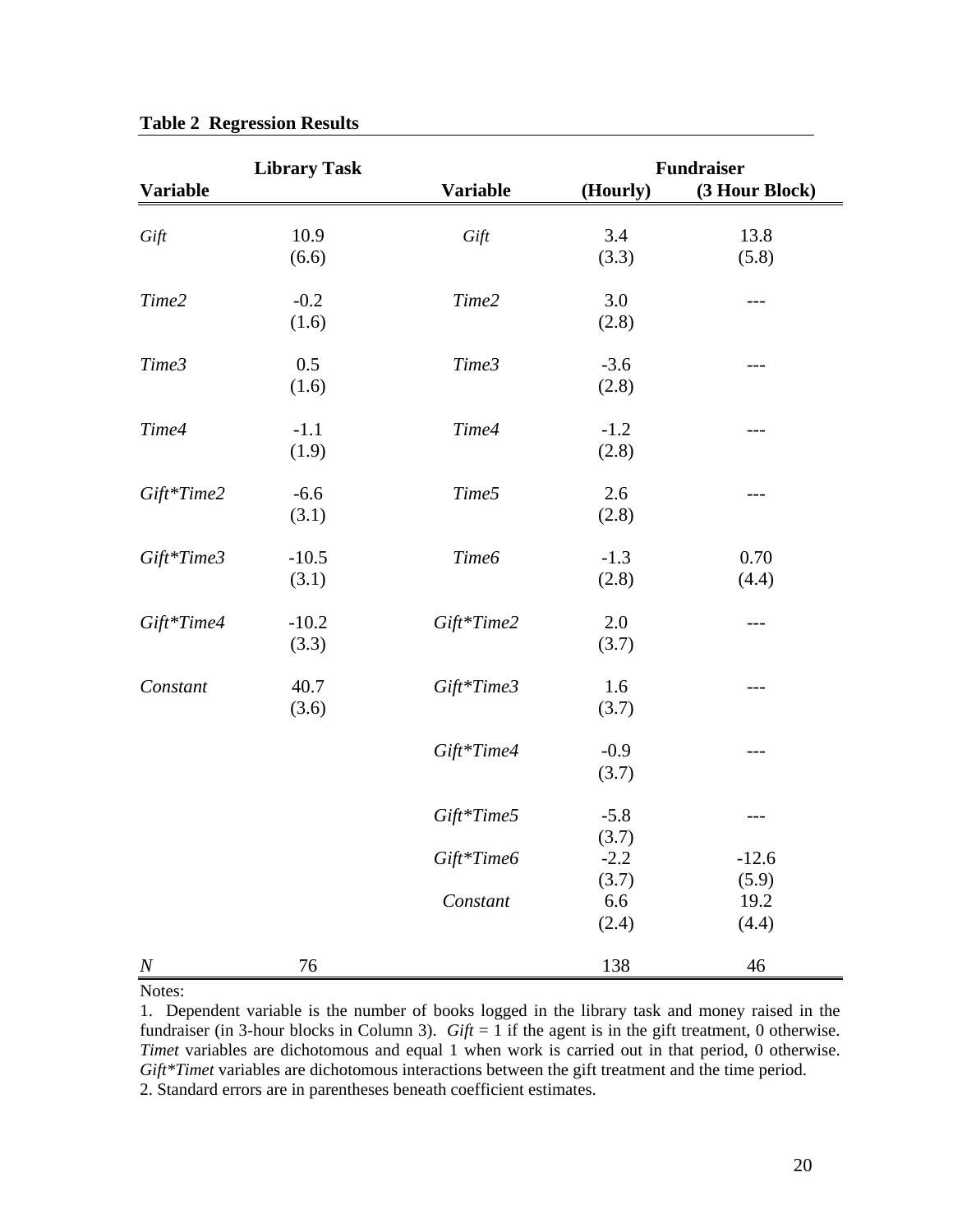**Table 2 Regression Results**

| Library Task | | | Fundraiser | |
|---|---|---|---|---|
| **Variable** | | **Variable** | **(Hourly)** | **(3 Hour Block)** |
| *Gift* | 10.9 (6.6) | *Gift* | 3.4 (3.3) | 13.8 (5.8) |
| *Time2* | -0.2 (1.6) | *Time2* | 3.0 (2.8) | --- |
| *Time3* | 0.5 (1.6) | *Time3* | -3.6 (2.8) | --- |
| *Time4* | -1.1 (1.9) | *Time4* | -1.2 (2.8) | --- |
| *Gift*Time2* | -6.6 (3.1) | *Time5* | 2.6 (2.8) | --- |
| *Gift*Time3* | -10.5 (3.1) | *Time6* | -1.3 (2.8) | 0.70 (4.4) |
| *Gift*Time4* | -10.2 (3.3) | *Gift*Time2* | 2.0 (3.7) | --- |
| *Constant* | 40.7 (3.6) | *Gift*Time3* | 1.6 (3.7) | --- |
| | | *Gift*Time4* | -0.9 (3.7) | --- |
| | | *Gift*Time5* | -5.8 (3.7) | --- |
| | | *Gift*Time6* | -2.2 (3.7) | -12.6 (5.9) |
| | | *Constant* | 6.6 (2.4) | 19.2 (4.4) |
| *N* | 76 | | 138 | 46 |

Notes:

1. Dependent variable is the number of books logged in the library task and money raised in the fundraiser (in 3-hour blocks in Column 3). *Gift* = 1 if the agent is in the gift treatment, 0 otherwise. *Timet* variables are dichotomous and equal 1 when work is carried out in that period, 0 otherwise. *Gift*Timet* variables are dichotomous interactions between the gift treatment and the time period.

2. Standard errors are in parentheses beneath coefficient estimates.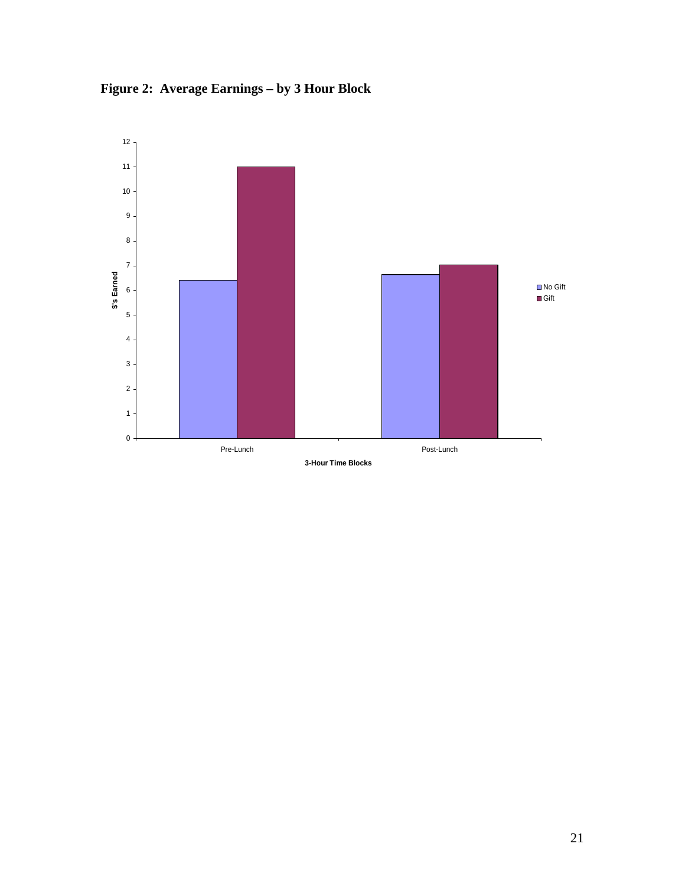**Figure 2: Average Earnings – by 3 Hour Block**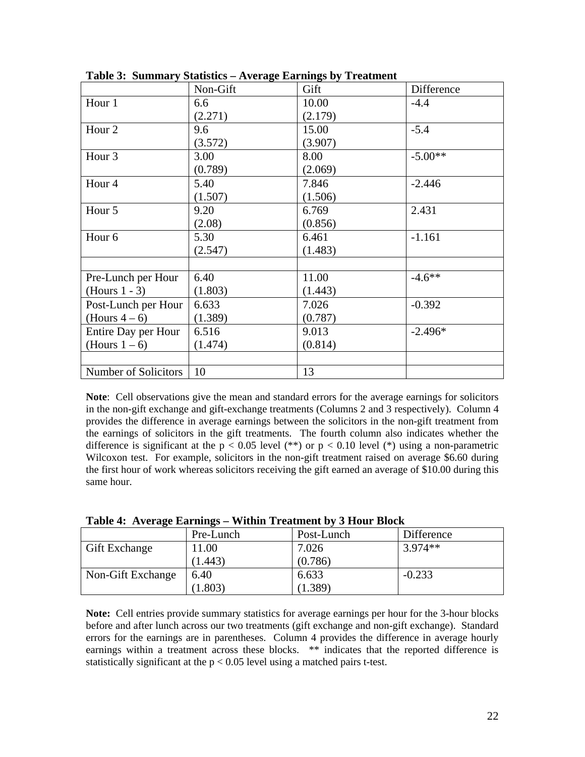**Table 3: Summary Statistics – Average Earnings by Treatment**

| | Non-Gift | Gift | Difference |
|---|---|---|---|
| Hour 1 | 6.6<br>(2.271) | 10.00<br>(2.179) | -4.4 |
| Hour 2 | 9.6<br>(3.572) | 15.00<br>(3.907) | -5.4 |
| Hour 3 | 3.00<br>(0.789) | 8.00<br>(2.069) | -5.00** |
| Hour 4 | 5.40<br>(1.507) | 7.846<br>(1.506) | -2.446 |
| Hour 5 | 9.20<br>(2.08) | 6.769<br>(0.856) | 2.431 |
| Hour 6 | 5.30<br>(2.547) | 6.461<br>(1.483) | -1.161 |
| | | | |
| Pre-Lunch per Hour<br>(Hours 1 - 3) | 6.40<br>(1.803) | 11.00<br>(1.443) | -4.6** |
| Post-Lunch per Hour<br>(Hours 4 – 6) | 6.633<br>(1.389) | 7.026<br>(0.787) | -0.392 |
| Entire Day per Hour<br>(Hours 1 – 6) | 6.516<br>(1.474) | 9.013<br>(0.814) | -2.496* |
| | | | |
| Number of Solicitors | 10 | 13 | |

**Note**: Cell observations give the mean and standard errors for the average earnings for solicitors in the non-gift exchange and gift-exchange treatments (Columns 2 and 3 respectively). Column 4 provides the difference in average earnings between the solicitors in the non-gift treatment from the earnings of solicitors in the gift treatments. The fourth column also indicates whether the difference is significant at the $p < 0.05$ level (**) or $p < 0.10$ level (*) using a non-parametric Wilcoxon test. For example, solicitors in the non-gift treatment raised on average $6.60 during the first hour of work whereas solicitors receiving the gift earned an average of $10.00 during this same hour.

**Table 4: Average Earnings – Within Treatment by 3 Hour Block**

| | Pre-Lunch | Post-Lunch | Difference |
|---|---|---|---|
| Gift Exchange | 11.00<br>(1.443) | 7.026<br>(0.786) | 3.974** |
| Non-Gift Exchange | 6.40<br>(1.803) | 6.633<br>(1.389) | -0.233 |

**Note:** Cell entries provide summary statistics for average earnings per hour for the 3-hour blocks before and after lunch across our two treatments (gift exchange and non-gift exchange). Standard errors for the earnings are in parentheses. Column 4 provides the difference in average hourly earnings within a treatment across these blocks. ** indicates that the reported difference is statistically significant at the $p < 0.05$ level using a matched pairs t-test.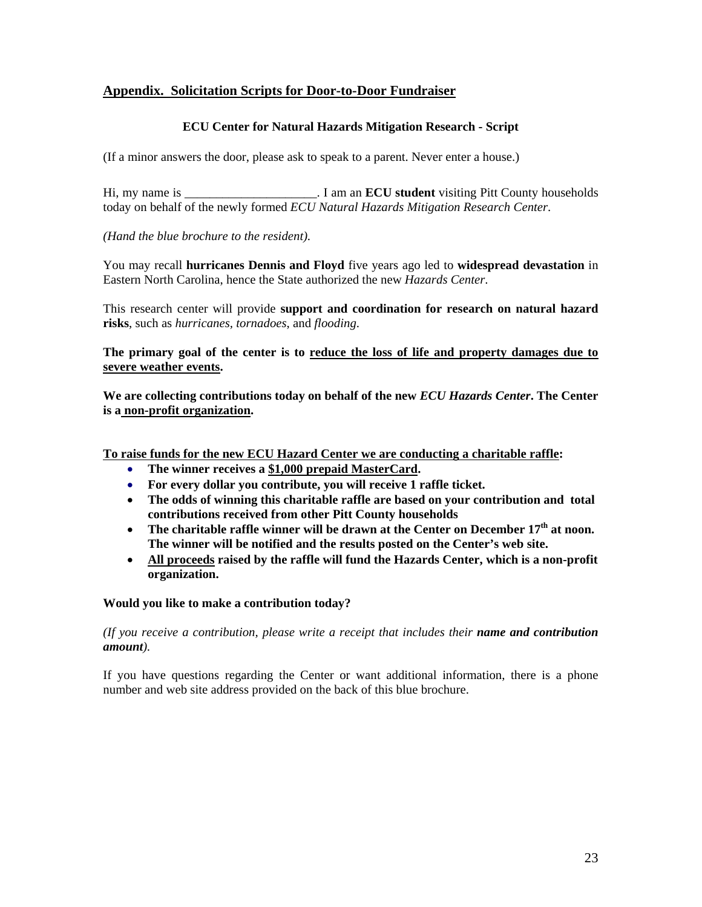## Appendix. Solicitation Scripts for Door-to-Door Fundraiser

### ECU Center for Natural Hazards Mitigation Research - Script

(If a minor answers the door, please ask to speak to a parent. Never enter a house.)

Hi, my name is _____________________. I am an **ECU student** visiting Pitt County households today on behalf of the newly formed *ECU Natural Hazards Mitigation Research Center*.

*(Hand the blue brochure to the resident).*

You may recall **hurricanes Dennis and Floyd** five years ago led to **widespread devastation** in Eastern North Carolina, hence the State authorized the new *Hazards Center*.

This research center will provide **support and coordination for research on natural hazard risks**, such as *hurricanes*, *tornadoes*, and *flooding*.

**The primary goal of the center is to reduce the loss of life and property damages due to severe weather events.**

**We are collecting contributions today on behalf of the new *ECU Hazards Center*. The Center is a non-profit organization.**

**To raise funds for the new ECU Hazard Center we are conducting a charitable raffle:**

- **The winner receives a $1,000 prepaid MasterCard.**
- **For every dollar you contribute, you will receive 1 raffle ticket.**
- **The odds of winning this charitable raffle are based on your contribution and total contributions received from other Pitt County households**
- **The charitable raffle winner will be drawn at the Center on December 17th at noon. The winner will be notified and the results posted on the Center's web site.**
- **All proceeds raised by the raffle will fund the Hazards Center, which is a non-profit organization.**

**Would you like to make a contribution today?**

*(If you receive a contribution, please write a receipt that includes their **name and contribution amount**).*

If you have questions regarding the Center or want additional information, there is a phone number and web site address provided on the back of this blue brochure.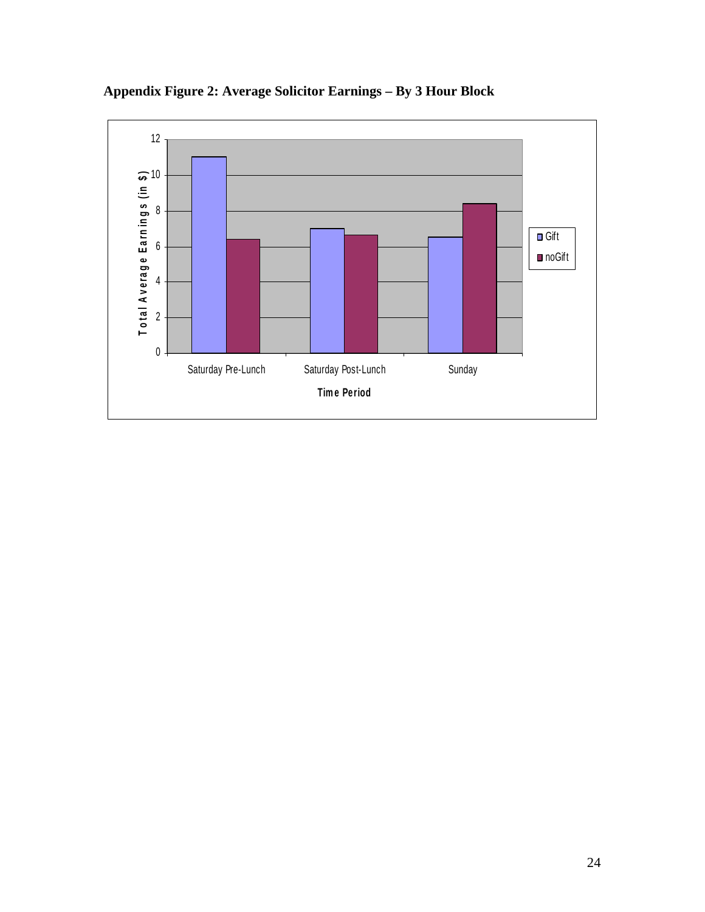**Appendix Figure 2: Average Solicitor Earnings – By 3 Hour Block**

Total Average Earnings (in $)

12
10
8
6
4
2
0

Saturday Pre-Lunch
Saturday Post-Lunch
Sunday

Time Period

Gift
noGift